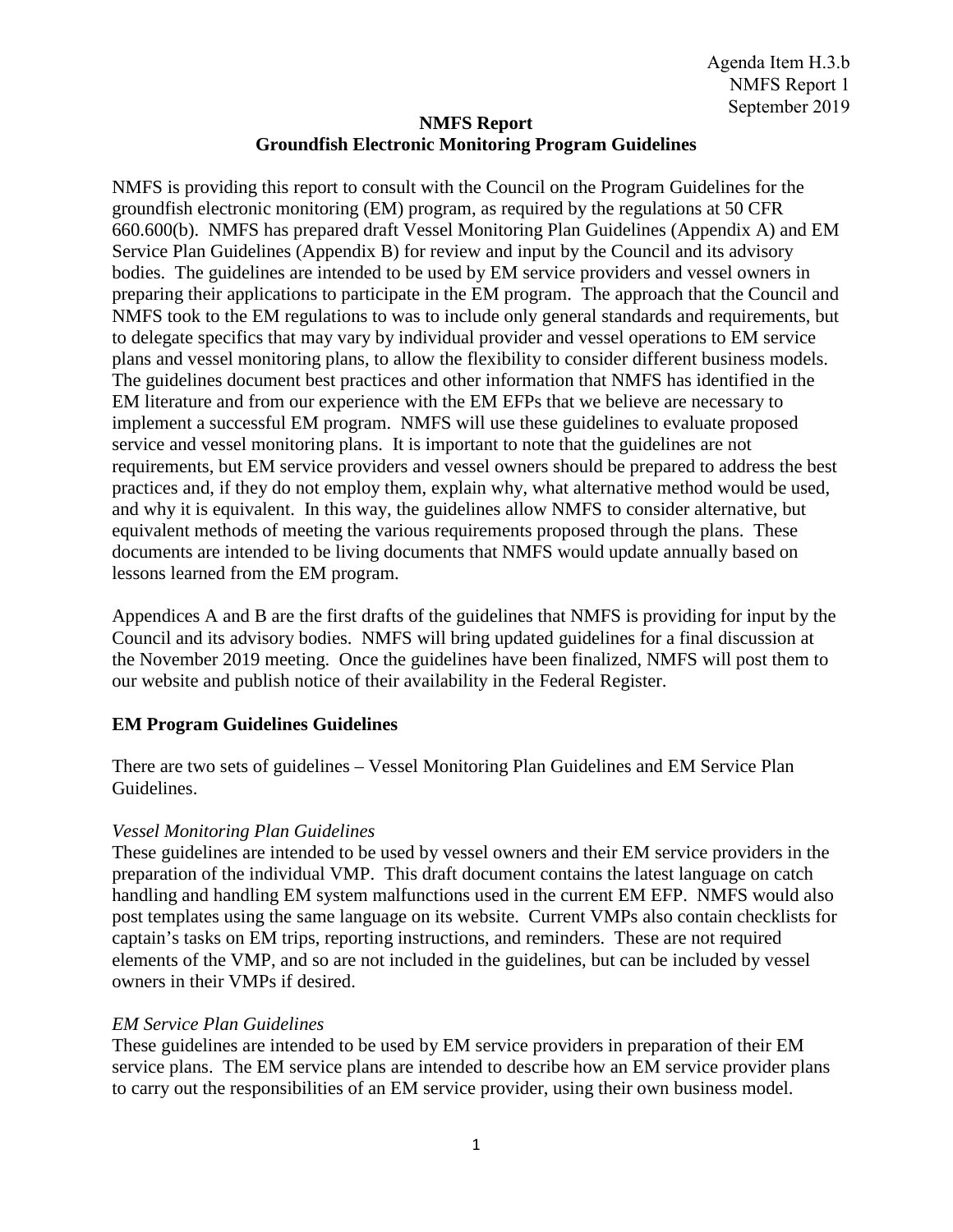Agenda Item H.3.b
NMFS Report 1
September 2019

# NMFS Report
## Groundfish Electronic Monitoring Program Guidelines

NMFS is providing this report to consult with the Council on the Program Guidelines for the groundfish electronic monitoring (EM) program, as required by the regulations at 50 CFR 660.600(b). NMFS has prepared draft Vessel Monitoring Plan Guidelines (Appendix A) and EM Service Plan Guidelines (Appendix B) for review and input by the Council and its advisory bodies. The guidelines are intended to be used by EM service providers and vessel owners in preparing their applications to participate in the EM program. The approach that the Council and NMFS took to the EM regulations to was to include only general standards and requirements, but to delegate specifics that may vary by individual provider and vessel operations to EM service plans and vessel monitoring plans, to allow the flexibility to consider different business models. The guidelines document best practices and other information that NMFS has identified in the EM literature and from our experience with the EM EFPs that we believe are necessary to implement a successful EM program. NMFS will use these guidelines to evaluate proposed service and vessel monitoring plans. It is important to note that the guidelines are not requirements, but EM service providers and vessel owners should be prepared to address the best practices and, if they do not employ them, explain why, what alternative method would be used, and why it is equivalent. In this way, the guidelines allow NMFS to consider alternative, but equivalent methods of meeting the various requirements proposed through the plans. These documents are intended to be living documents that NMFS would update annually based on lessons learned from the EM program.

Appendices A and B are the first drafts of the guidelines that NMFS is providing for input by the Council and its advisory bodies. NMFS will bring updated guidelines for a final discussion at the November 2019 meeting. Once the guidelines have been finalized, NMFS will post them to our website and publish notice of their availability in the Federal Register.

### EM Program Guidelines Guidelines

There are two sets of guidelines – Vessel Monitoring Plan Guidelines and EM Service Plan Guidelines.

*Vessel Monitoring Plan Guidelines*
These guidelines are intended to be used by vessel owners and their EM service providers in the preparation of the individual VMP. This draft document contains the latest language on catch handling and handling EM system malfunctions used in the current EM EFP. NMFS would also post templates using the same language on its website. Current VMPs also contain checklists for captain's tasks on EM trips, reporting instructions, and reminders. These are not required elements of the VMP, and so are not included in the guidelines, but can be included by vessel owners in their VMPs if desired.

*EM Service Plan Guidelines*
These guidelines are intended to be used by EM service providers in preparation of their EM service plans. The EM service plans are intended to describe how an EM service provider plans to carry out the responsibilities of an EM service provider, using their own business model.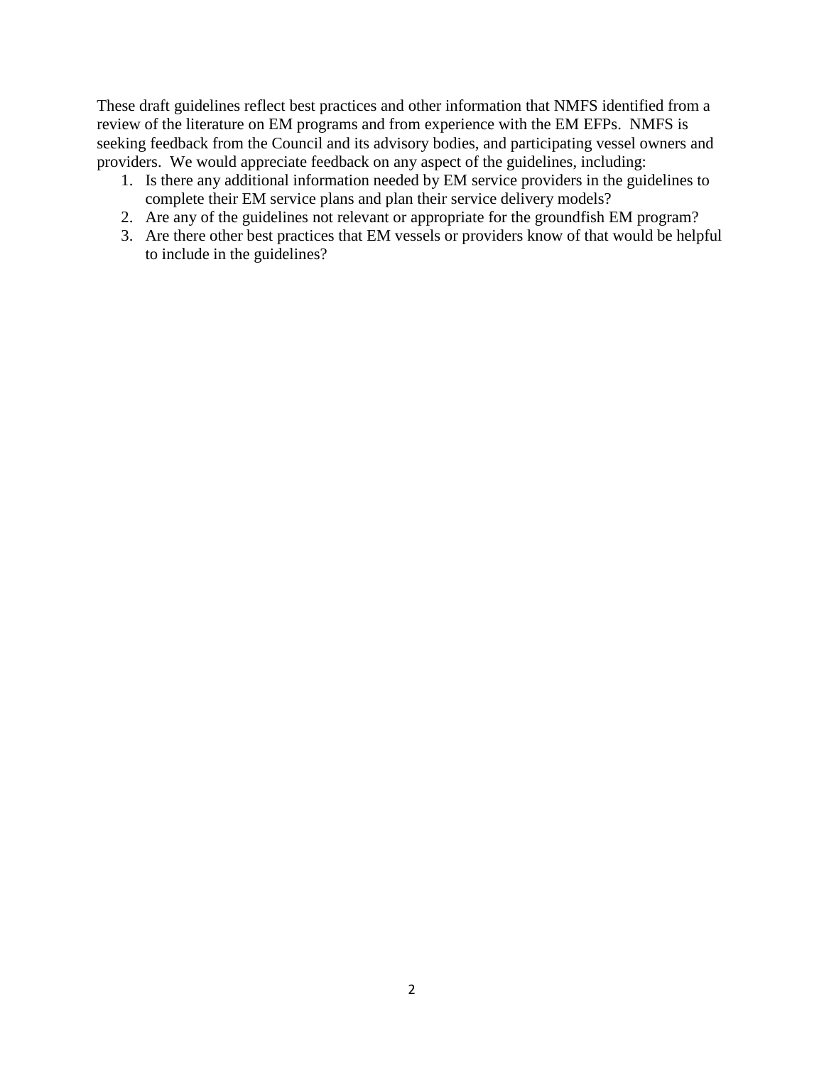These draft guidelines reflect best practices and other information that NMFS identified from a review of the literature on EM programs and from experience with the EM EFPs. NMFS is seeking feedback from the Council and its advisory bodies, and participating vessel owners and providers. We would appreciate feedback on any aspect of the guidelines, including:

1. Is there any additional information needed by EM service providers in the guidelines to complete their EM service plans and plan their service delivery models?
2. Are any of the guidelines not relevant or appropriate for the groundfish EM program?
3. Are there other best practices that EM vessels or providers know of that would be helpful to include in the guidelines?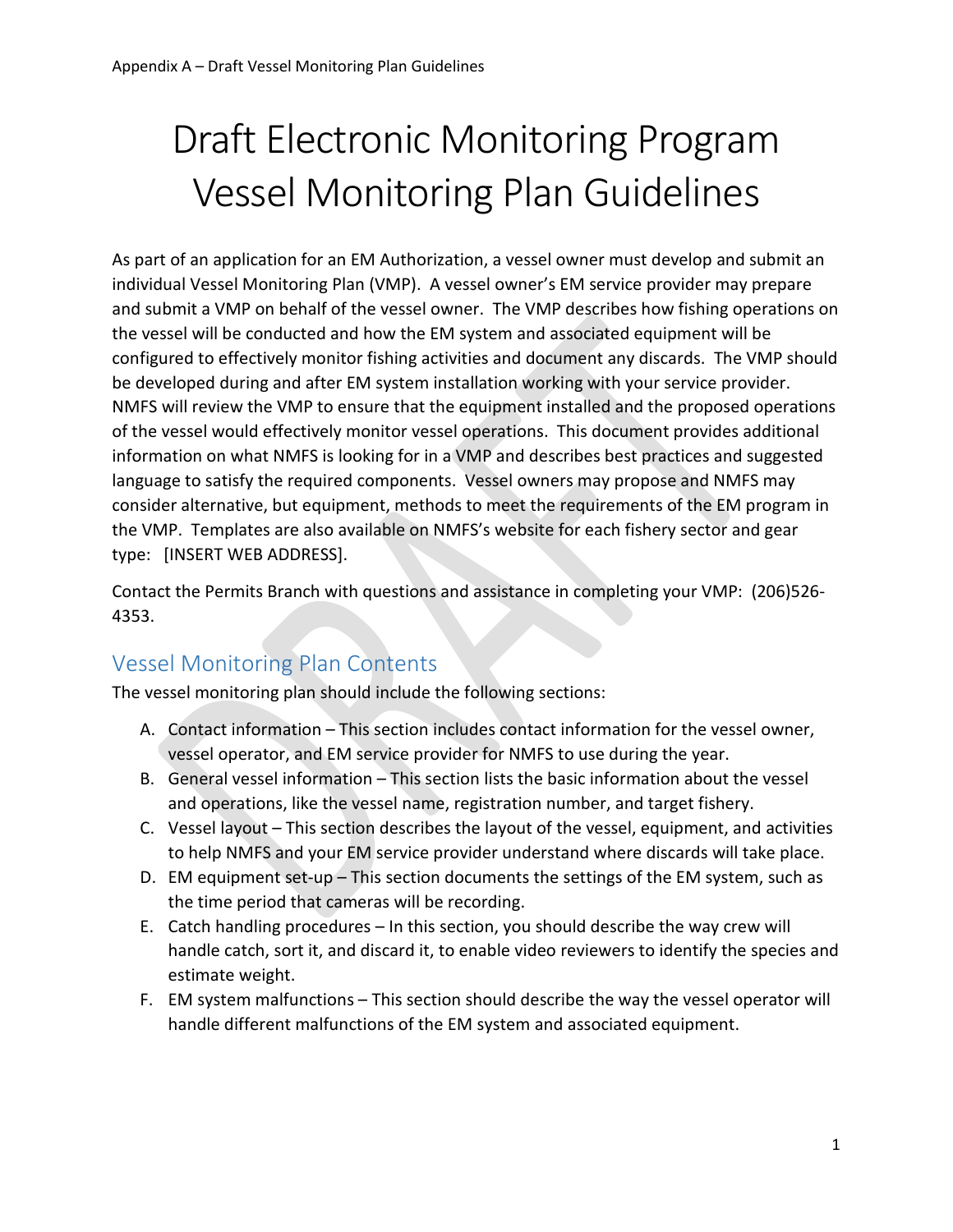# Draft Electronic Monitoring Program Vessel Monitoring Plan Guidelines

As part of an application for an EM Authorization, a vessel owner must develop and submit an individual Vessel Monitoring Plan (VMP). A vessel owner's EM service provider may prepare and submit a VMP on behalf of the vessel owner. The VMP describes how fishing operations on the vessel will be conducted and how the EM system and associated equipment will be configured to effectively monitor fishing activities and document any discards. The VMP should be developed during and after EM system installation working with your service provider. NMFS will review the VMP to ensure that the equipment installed and the proposed operations of the vessel would effectively monitor vessel operations. This document provides additional information on what NMFS is looking for in a VMP and describes best practices and suggested language to satisfy the required components. Vessel owners may propose and NMFS may consider alternative, but equipment, methods to meet the requirements of the EM program in the VMP. Templates are also available on NMFS's website for each fishery sector and gear type: [INSERT WEB ADDRESS].

Contact the Permits Branch with questions and assistance in completing your VMP: (206)526-4353.

## Vessel Monitoring Plan Contents

The vessel monitoring plan should include the following sections:

A. Contact information – This section includes contact information for the vessel owner, vessel operator, and EM service provider for NMFS to use during the year.
B. General vessel information – This section lists the basic information about the vessel and operations, like the vessel name, registration number, and target fishery.
C. Vessel layout – This section describes the layout of the vessel, equipment, and activities to help NMFS and your EM service provider understand where discards will take place.
D. EM equipment set-up – This section documents the settings of the EM system, such as the time period that cameras will be recording.
E. Catch handling procedures – In this section, you should describe the way crew will handle catch, sort it, and discard it, to enable video reviewers to identify the species and estimate weight.
F. EM system malfunctions – This section should describe the way the vessel operator will handle different malfunctions of the EM system and associated equipment.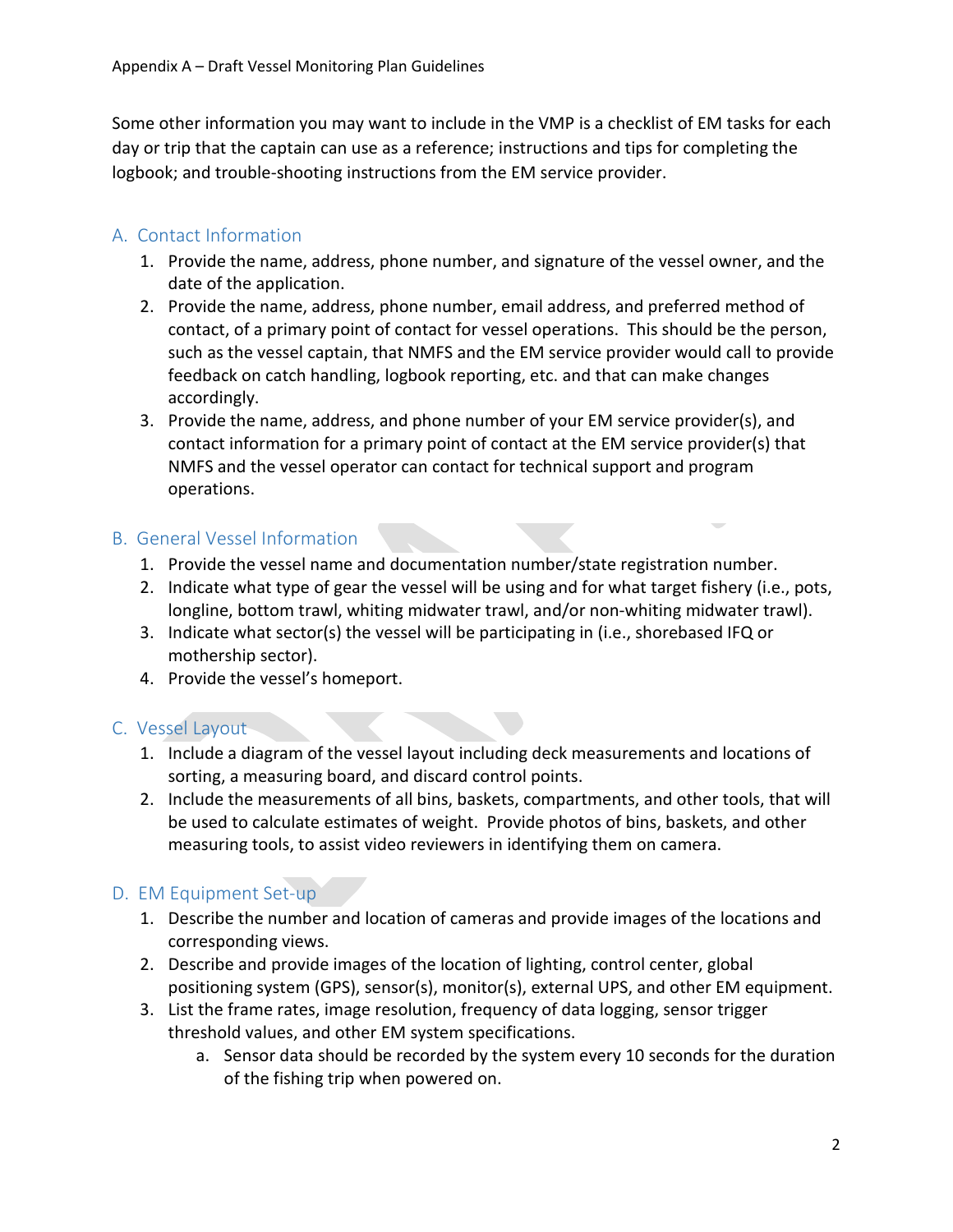Some other information you may want to include in the VMP is a checklist of EM tasks for each day or trip that the captain can use as a reference; instructions and tips for completing the logbook; and trouble-shooting instructions from the EM service provider.

## A. Contact Information

1. Provide the name, address, phone number, and signature of the vessel owner, and the date of the application.
2. Provide the name, address, phone number, email address, and preferred method of contact, of a primary point of contact for vessel operations. This should be the person, such as the vessel captain, that NMFS and the EM service provider would call to provide feedback on catch handling, logbook reporting, etc. and that can make changes accordingly.
3. Provide the name, address, and phone number of your EM service provider(s), and contact information for a primary point of contact at the EM service provider(s) that NMFS and the vessel operator can contact for technical support and program operations.

## B. General Vessel Information

1. Provide the vessel name and documentation number/state registration number.
2. Indicate what type of gear the vessel will be using and for what target fishery (i.e., pots, longline, bottom trawl, whiting midwater trawl, and/or non-whiting midwater trawl).
3. Indicate what sector(s) the vessel will be participating in (i.e., shorebased IFQ or mothership sector).
4. Provide the vessel's homeport.

## C. Vessel Layout

1. Include a diagram of the vessel layout including deck measurements and locations of sorting, a measuring board, and discard control points.
2. Include the measurements of all bins, baskets, compartments, and other tools, that will be used to calculate estimates of weight. Provide photos of bins, baskets, and other measuring tools, to assist video reviewers in identifying them on camera.

## D. EM Equipment Set-up

1. Describe the number and location of cameras and provide images of the locations and corresponding views.
2. Describe and provide images of the location of lighting, control center, global positioning system (GPS), sensor(s), monitor(s), external UPS, and other EM equipment.
3. List the frame rates, image resolution, frequency of data logging, sensor trigger threshold values, and other EM system specifications.
    a. Sensor data should be recorded by the system every 10 seconds for the duration of the fishing trip when powered on.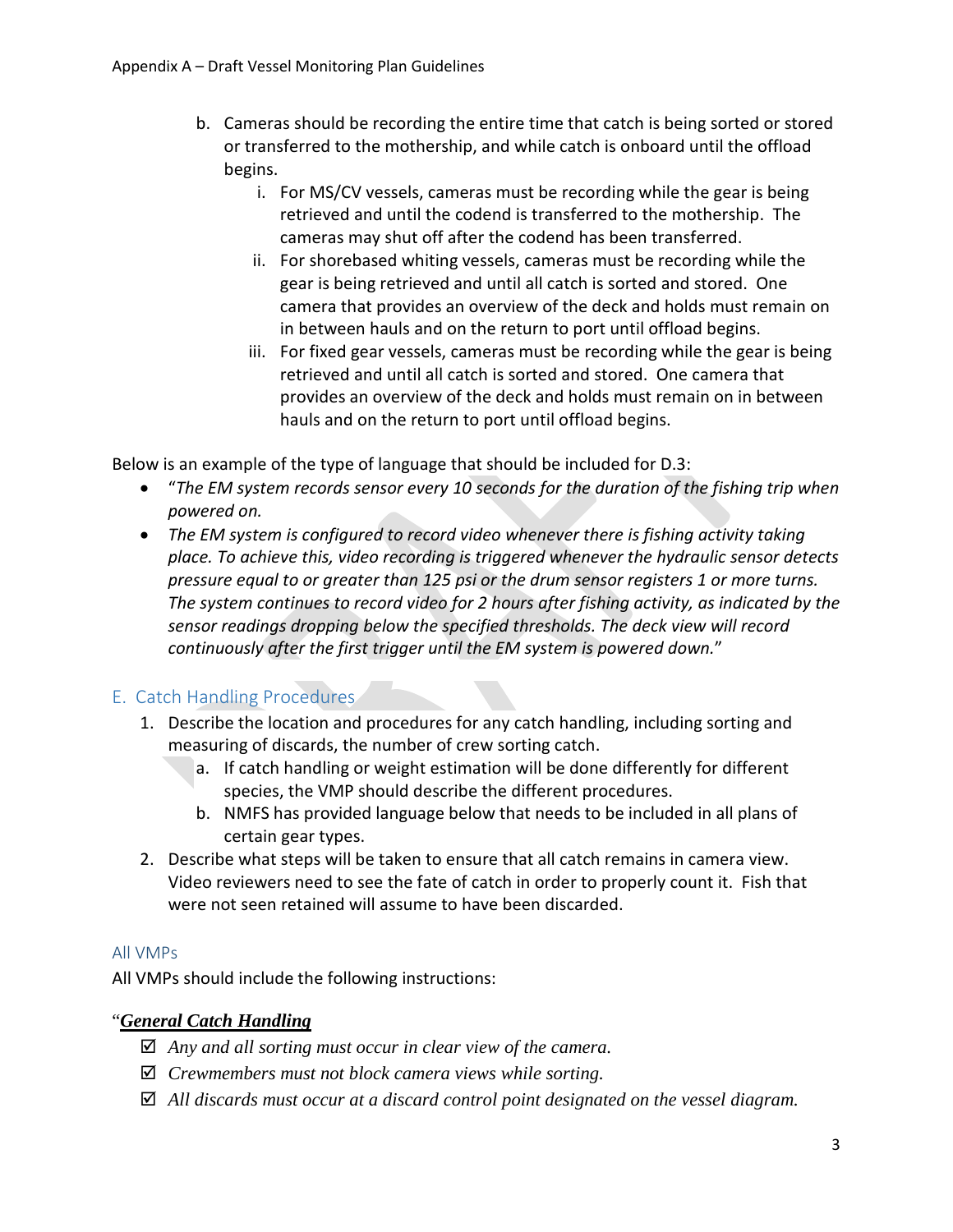b. Cameras should be recording the entire time that catch is being sorted or stored or transferred to the mothership, and while catch is onboard until the offload begins.
    i. For MS/CV vessels, cameras must be recording while the gear is being retrieved and until the codend is transferred to the mothership. The cameras may shut off after the codend has been transferred.
    ii. For shorebased whiting vessels, cameras must be recording while the gear is being retrieved and until all catch is sorted and stored. One camera that provides an overview of the deck and holds must remain on in between hauls and on the return to port until offload begins.
    iii. For fixed gear vessels, cameras must be recording while the gear is being retrieved and until all catch is sorted and stored. One camera that provides an overview of the deck and holds must remain on in between hauls and on the return to port until offload begins.

Below is an example of the type of language that should be included for D.3:

- "*The EM system records sensor every 10 seconds for the duration of the fishing trip when powered on.*
- *The EM system is configured to record video whenever there is fishing activity taking place. To achieve this, video recording is triggered whenever the hydraulic sensor detects pressure equal to or greater than 125 psi or the drum sensor registers 1 or more turns. The system continues to record video for 2 hours after fishing activity, as indicated by the sensor readings dropping below the specified thresholds. The deck view will record continuously after the first trigger until the EM system is powered down.*"

## E. Catch Handling Procedures

1. Describe the location and procedures for any catch handling, including sorting and measuring of discards, the number of crew sorting catch.
    a. If catch handling or weight estimation will be done differently for different species, the VMP should describe the different procedures.
    b. NMFS has provided language below that needs to be included in all plans of certain gear types.
2. Describe what steps will be taken to ensure that all catch remains in camera view. Video reviewers need to see the fate of catch in order to properly count it. Fish that were not seen retained will assume to have been discarded.

### All VMPs

All VMPs should include the following instructions:

"***General Catch Handling***

- ☑ *Any and all sorting must occur in clear view of the camera.*
- ☑ *Crewmembers must not block camera views while sorting.*
- ☑ *All discards must occur at a discard control point designated on the vessel diagram.*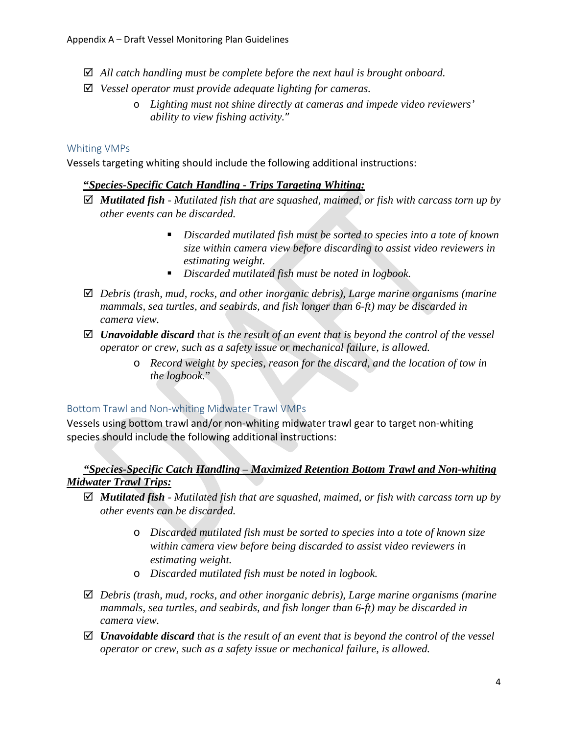- ☑ *All catch handling must be complete before the next haul is brought onboard.*
- ☑ *Vessel operator must provide adequate lighting for cameras.*
    - o *Lighting must not shine directly at cameras and impede video reviewers' ability to view fishing activity."*

### Whiting VMPs

Vessels targeting whiting should include the following additional instructions:

***"Species-Specific Catch Handling - Trips Targeting Whiting:***

- ☑ ***Mutilated fish*** *- Mutilated fish that are squashed, maimed, or fish with carcass torn up by other events can be discarded.*
    - *Discarded mutilated fish must be sorted to species into a tote of known size within camera view before discarding to assist video reviewers in estimating weight.*
    - *Discarded mutilated fish must be noted in logbook.*
- ☑ *Debris (trash, mud, rocks, and other inorganic debris), Large marine organisms (marine mammals, sea turtles, and seabirds, and fish longer than 6-ft) may be discarded in camera view.*
- ☑ ***Unavoidable discard*** *that is the result of an event that is beyond the control of the vessel operator or crew, such as a safety issue or mechanical failure, is allowed.*
    - o *Record weight by species, reason for the discard, and the location of tow in the logbook."*

### Bottom Trawl and Non-whiting Midwater Trawl VMPs

Vessels using bottom trawl and/or non-whiting midwater trawl gear to target non-whiting species should include the following additional instructions:

***"Species-Specific Catch Handling – Maximized Retention Bottom Trawl and Non-whiting Midwater Trawl Trips:***

- ☑ ***Mutilated fish*** *- Mutilated fish that are squashed, maimed, or fish with carcass torn up by other events can be discarded.*
    - o *Discarded mutilated fish must be sorted to species into a tote of known size within camera view before being discarded to assist video reviewers in estimating weight.*
    - o *Discarded mutilated fish must be noted in logbook.*
- ☑ *Debris (trash, mud, rocks, and other inorganic debris), Large marine organisms (marine mammals, sea turtles, and seabirds, and fish longer than 6-ft) may be discarded in camera view.*
- ☑ ***Unavoidable discard*** *that is the result of an event that is beyond the control of the vessel operator or crew, such as a safety issue or mechanical failure, is allowed.*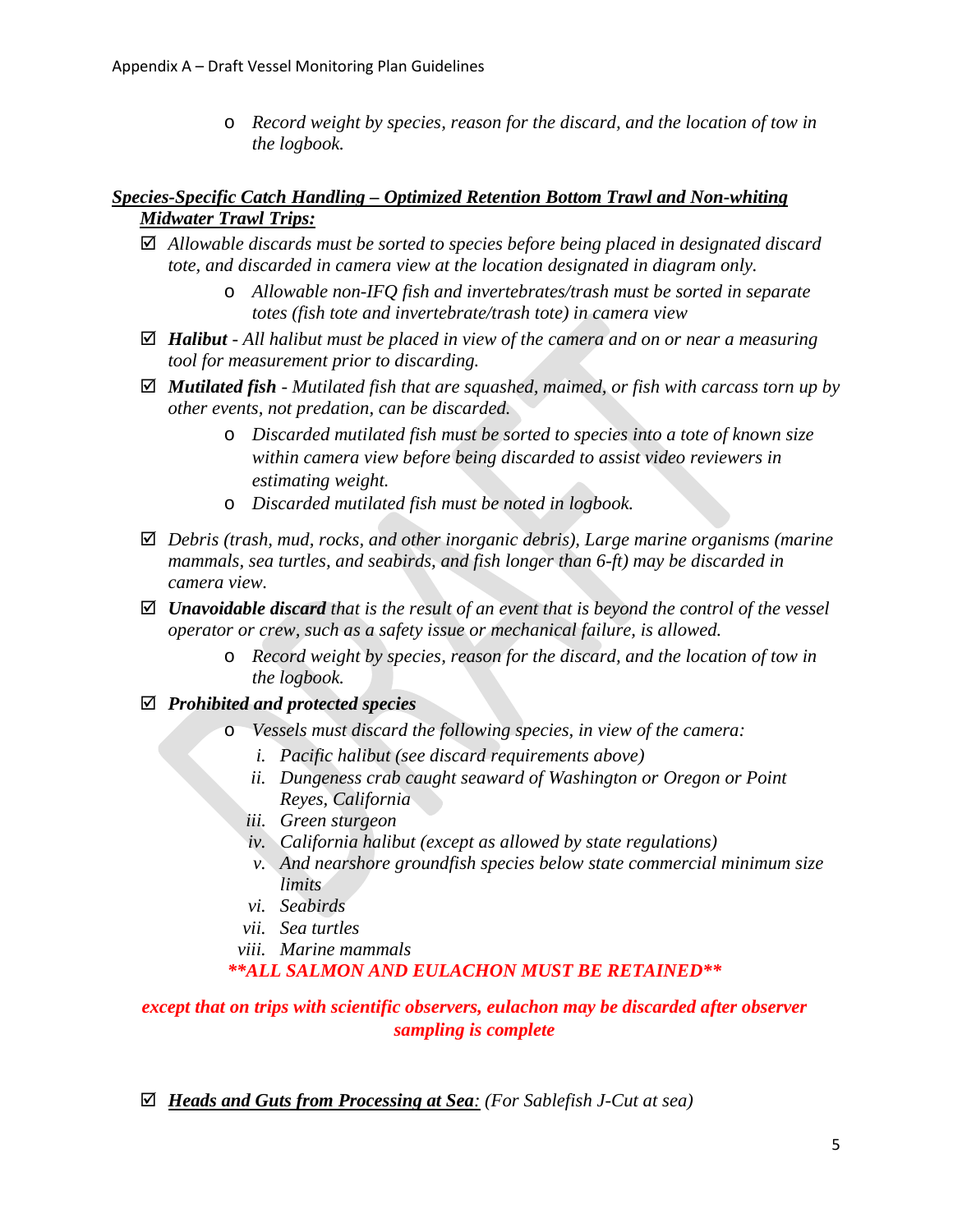- *Record weight by species, reason for the discard, and the location of tow in the logbook.*

***Species-Specific Catch Handling – Optimized Retention Bottom Trawl and Non-whiting Midwater Trawl Trips:***

- ☑ *Allowable discards must be sorted to species before being placed in designated discard tote, and discarded in camera view at the location designated in diagram only.*
  - *Allowable non-IFQ fish and invertebrates/trash must be sorted in separate totes (fish tote and invertebrate/trash tote) in camera view*
- ☑ ***Halibut** - All halibut must be placed in view of the camera and on or near a measuring tool for measurement prior to discarding.*
- ☑ ***Mutilated fish** - Mutilated fish that are squashed, maimed, or fish with carcass torn up by other events, not predation, can be discarded.*
  - *Discarded mutilated fish must be sorted to species into a tote of known size within camera view before being discarded to assist video reviewers in estimating weight.*
  - *Discarded mutilated fish must be noted in logbook.*
- ☑ *Debris (trash, mud, rocks, and other inorganic debris), Large marine organisms (marine mammals, sea turtles, and seabirds, and fish longer than 6-ft) may be discarded in camera view.*
- ☑ ***Unavoidable discard** that is the result of an event that is beyond the control of the vessel operator or crew, such as a safety issue or mechanical failure, is allowed.*
  - *Record weight by species, reason for the discard, and the location of tow in the logbook.*
- ☑ ***Prohibited and protected species***
  - *Vessels must discard the following species, in view of the camera:*
    - i. *Pacific halibut (see discard requirements above)*
    - ii. *Dungeness crab caught seaward of Washington or Oregon or Point Reyes, California*
    - iii. *Green sturgeon*
    - iv. *California halibut (except as allowed by state regulations)*
    - v. *And nearshore groundfish species below state commercial minimum size limits*
    - vi. *Seabirds*
    - vii. *Sea turtles*
    - viii. *Marine mammals*

***\*\*ALL SALMON AND EULACHON MUST BE RETAINED\*\****

***except that on trips with scientific observers, eulachon may be discarded after observer sampling is complete***

- ☑ ***Heads and Guts from Processing at Sea**: (For Sablefish J-Cut at sea)*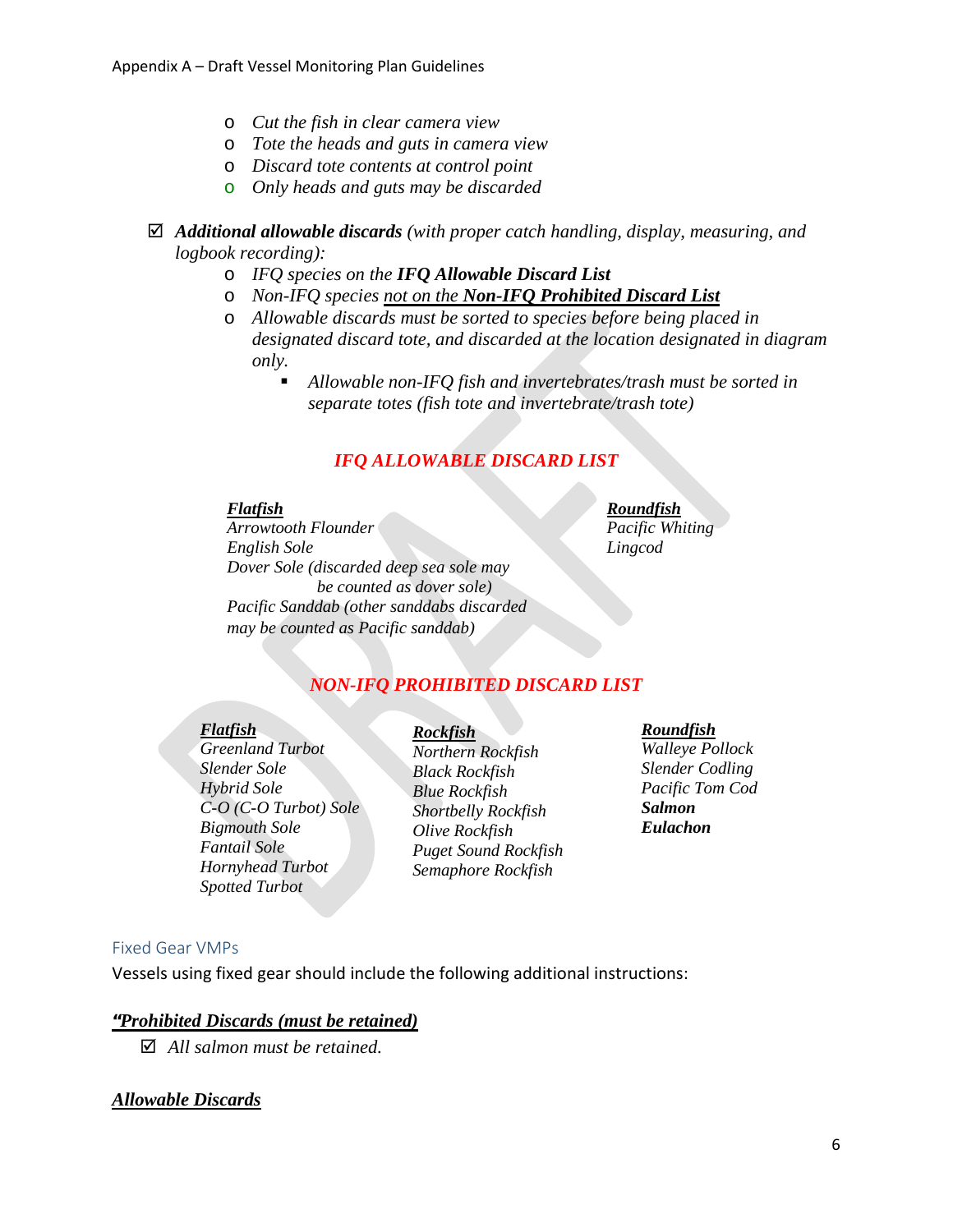- *Cut the fish in clear camera view*
  - *Tote the heads and guts in camera view*
  - *Discard tote contents at control point*
  - *Only heads and guts may be discarded*

☑ ***Additional allowable discards*** *(with proper catch handling, display, measuring, and logbook recording):*

- *IFQ species on the **IFQ Allowable Discard List***
- *Non-IFQ species <u>not on the **Non-IFQ Prohibited Discard List**</u>*
- *Allowable discards must be sorted to species before being placed in designated discard tote, and discarded at the location designated in diagram only.*
  - *Allowable non-IFQ fish and invertebrates/trash must be sorted in separate totes (fish tote and invertebrate/trash tote)*

### *IFQ ALLOWABLE DISCARD LIST*

***<u>Flatfish</u>***

*Arrowtooth Flounder*
*English Sole*
*Dover Sole (discarded deep sea sole may be counted as dover sole)*
*Pacific Sanddab (other sanddabs discarded may be counted as Pacific sanddab)*

***<u>Roundfish</u>***

*Pacific Whiting*
*Lingcod*

### *NON-IFQ PROHIBITED DISCARD LIST*

***<u>Flatfish</u>***

*Greenland Turbot*
*Slender Sole*
*Hybrid Sole*
*C-O (C-O Turbot) Sole*
*Bigmouth Sole*
*Fantail Sole*
*Hornyhead Turbot*
*Spotted Turbot*

***<u>Rockfish</u>***

*Northern Rockfish*
*Black Rockfish*
*Blue Rockfish*
*Shortbelly Rockfish*
*Olive Rockfish*
*Puget Sound Rockfish*
*Semaphore Rockfish*

***<u>Roundfish</u>***

*Walleye Pollock*
*Slender Codling*
*Pacific Tom Cod*
***Salmon***
***Eulachon***

## Fixed Gear VMPs

Vessels using fixed gear should include the following additional instructions:

***<u>"Prohibited Discards (must be retained)</u>***

☑ *All salmon must be retained.*

***<u>Allowable Discards</u>***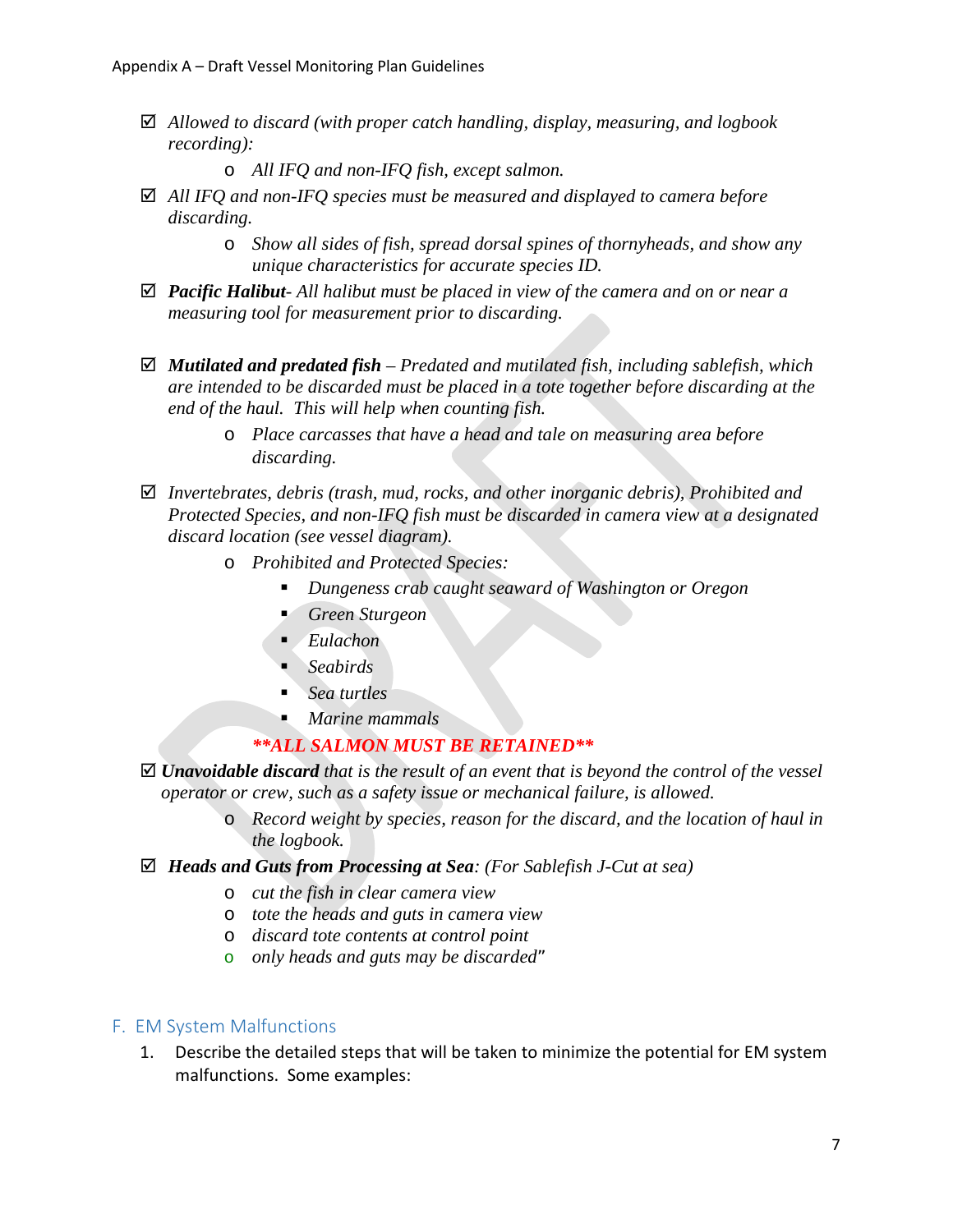- ☑ *Allowed to discard (with proper catch handling, display, measuring, and logbook recording):*
  - *All IFQ and non-IFQ fish, except salmon.*
- ☑ *All IFQ and non-IFQ species must be measured and displayed to camera before discarding.*
  - *Show all sides of fish, spread dorsal spines of thornyheads, and show any unique characteristics for accurate species ID.*
- ☑ ***Pacific Halibut**- All halibut must be placed in view of the camera and on or near a measuring tool for measurement prior to discarding.*
- ☑ ***Mutilated and predated fish** – Predated and mutilated fish, including sablefish, which are intended to be discarded must be placed in a tote together before discarding at the end of the haul. This will help when counting fish.*
  - *Place carcasses that have a head and tale on measuring area before discarding.*
- ☑ *Invertebrates, debris (trash, mud, rocks, and other inorganic debris), Prohibited and Protected Species, and non-IFQ fish must be discarded in camera view at a designated discard location (see vessel diagram).*
  - *Prohibited and Protected Species:*
    - *Dungeness crab caught seaward of Washington or Oregon*
    - *Green Sturgeon*
    - *Eulachon*
    - *Seabirds*
    - *Sea turtles*
    - *Marine mammals*

    ***\*\*ALL SALMON MUST BE RETAINED\*\****
- ☑ ***Unavoidable discard** that is the result of an event that is beyond the control of the vessel operator or crew, such as a safety issue or mechanical failure, is allowed.*
  - *Record weight by species, reason for the discard, and the location of haul in the logbook.*
- ☑ ***Heads and Guts from Processing at Sea**: (For Sablefish J-Cut at sea)*
  - *cut the fish in clear camera view*
  - *tote the heads and guts in camera view*
  - *discard tote contents at control point*
  - *only heads and guts may be discarded"*

## F. EM System Malfunctions

1. Describe the detailed steps that will be taken to minimize the potential for EM system malfunctions. Some examples: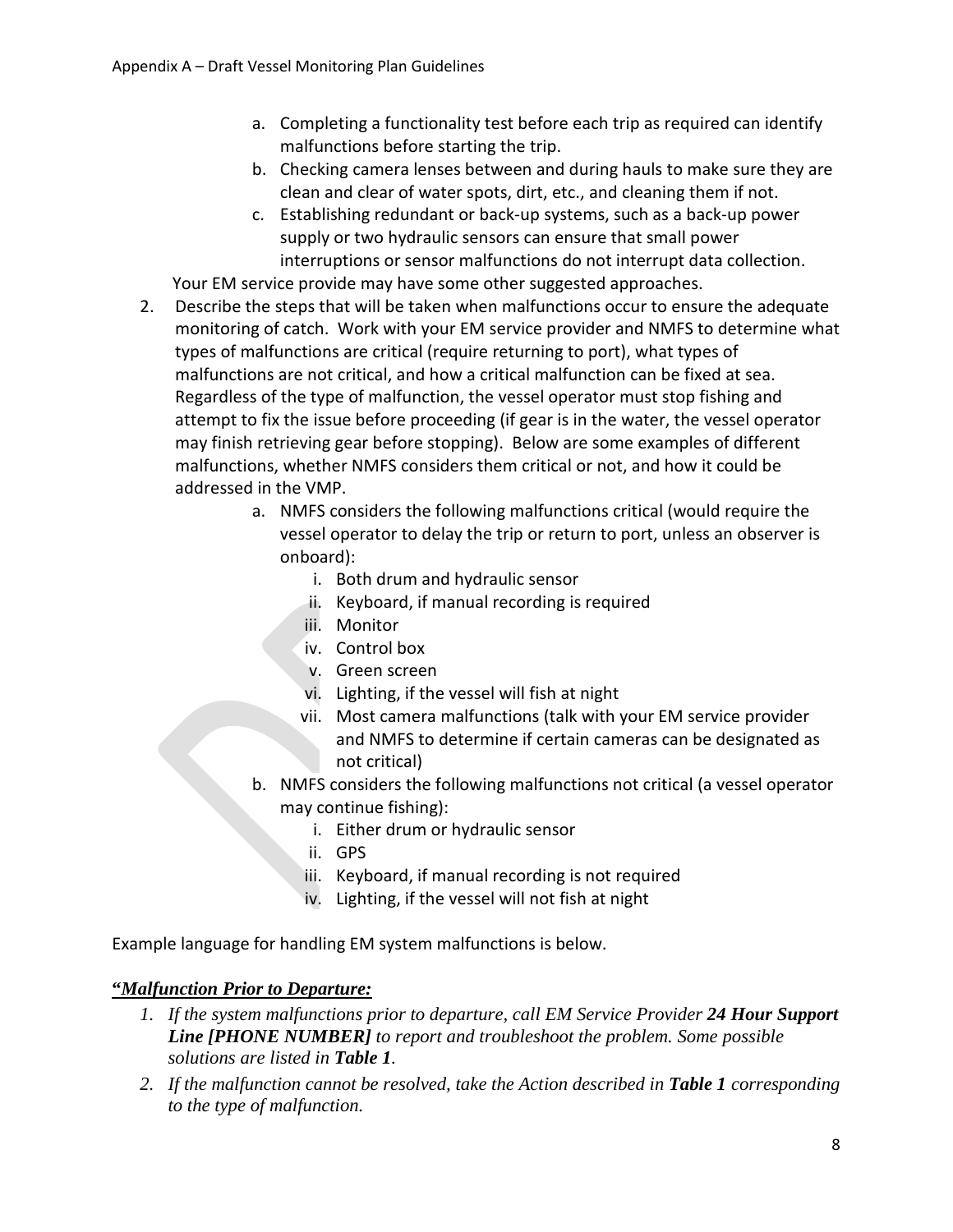a. Completing a functionality test before each trip as required can identify malfunctions before starting the trip.
   b. Checking camera lenses between and during hauls to make sure they are clean and clear of water spots, dirt, etc., and cleaning them if not.
   c. Establishing redundant or back-up systems, such as a back-up power supply or two hydraulic sensors can ensure that small power interruptions or sensor malfunctions do not interrupt data collection.

   Your EM service provide may have some other suggested approaches.

2. Describe the steps that will be taken when malfunctions occur to ensure the adequate monitoring of catch. Work with your EM service provider and NMFS to determine what types of malfunctions are critical (require returning to port), what types of malfunctions are not critical, and how a critical malfunction can be fixed at sea. Regardless of the type of malfunction, the vessel operator must stop fishing and attempt to fix the issue before proceeding (if gear is in the water, the vessel operator may finish retrieving gear before stopping). Below are some examples of different malfunctions, whether NMFS considers them critical or not, and how it could be addressed in the VMP.
   a. NMFS considers the following malfunctions critical (would require the vessel operator to delay the trip or return to port, unless an observer is onboard):
      i. Both drum and hydraulic sensor
      ii. Keyboard, if manual recording is required
      iii. Monitor
      iv. Control box
      v. Green screen
      vi. Lighting, if the vessel will fish at night
      vii. Most camera malfunctions (talk with your EM service provider and NMFS to determine if certain cameras can be designated as not critical)
   b. NMFS considers the following malfunctions not critical (a vessel operator may continue fishing):
      i. Either drum or hydraulic sensor
      ii. GPS
      iii. Keyboard, if manual recording is not required
      iv. Lighting, if the vessel will not fish at night

Example language for handling EM system malfunctions is below.

***"Malfunction Prior to Departure:***

1. *If the system malfunctions prior to departure, call EM Service Provider **24 Hour Support Line [PHONE NUMBER]** to report and troubleshoot the problem. Some possible solutions are listed in **Table 1**.*
2. *If the malfunction cannot be resolved, take the Action described in **Table 1** corresponding to the type of malfunction.*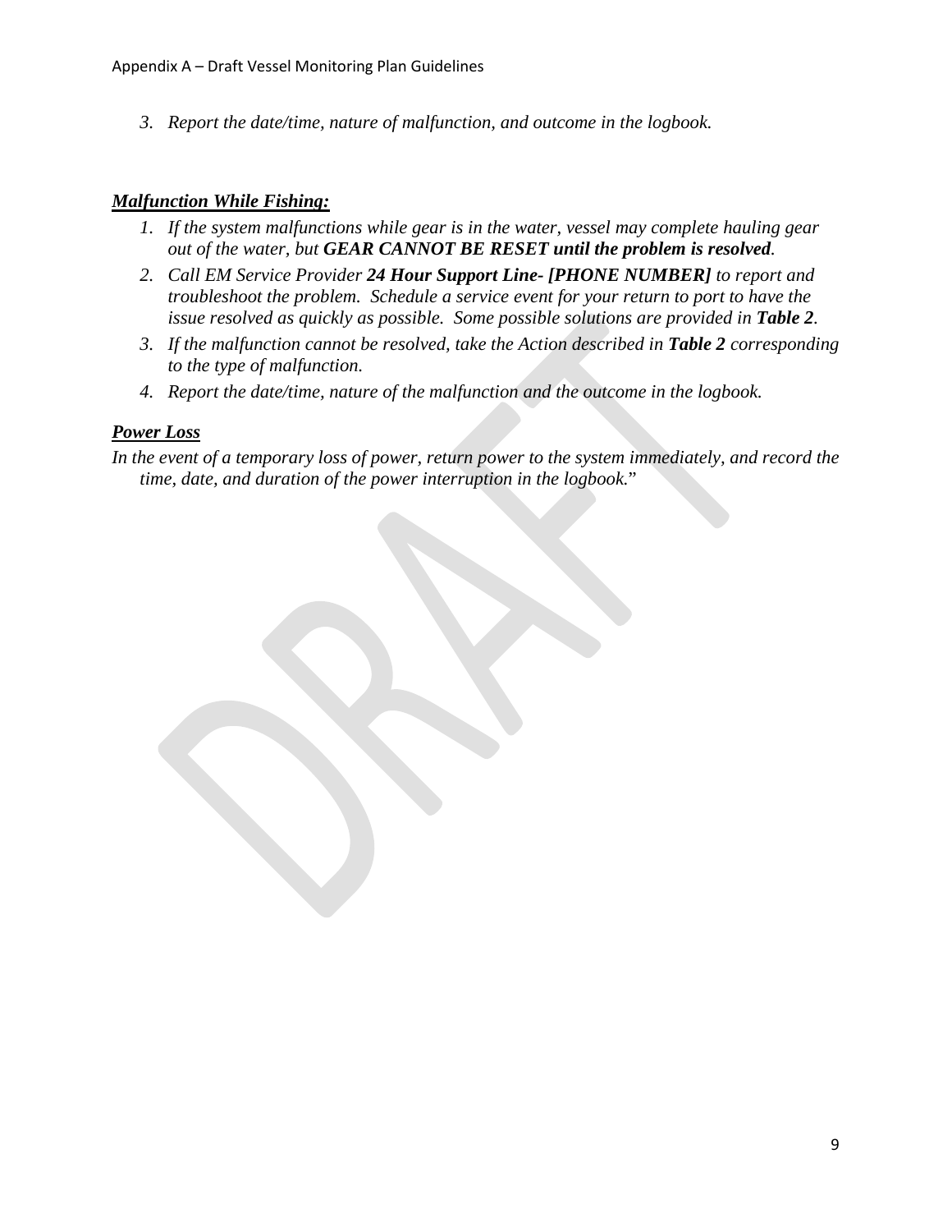3. *Report the date/time, nature of malfunction, and outcome in the logbook.*

***Malfunction While Fishing:***

1. *If the system malfunctions while gear is in the water, vessel may complete hauling gear out of the water, but* ***GEAR CANNOT BE RESET until the problem is resolved****.*
2. *Call EM Service Provider* ***24 Hour Support Line- [PHONE NUMBER]*** *to report and troubleshoot the problem. Schedule a service event for your return to port to have the issue resolved as quickly as possible. Some possible solutions are provided in* ***Table 2****.*
3. *If the malfunction cannot be resolved, take the Action described in* ***Table 2*** *corresponding to the type of malfunction.*
4. *Report the date/time, nature of the malfunction and the outcome in the logbook.*

***Power Loss***

*In the event of a temporary loss of power, return power to the system immediately, and record the time, date, and duration of the power interruption in the logbook.*"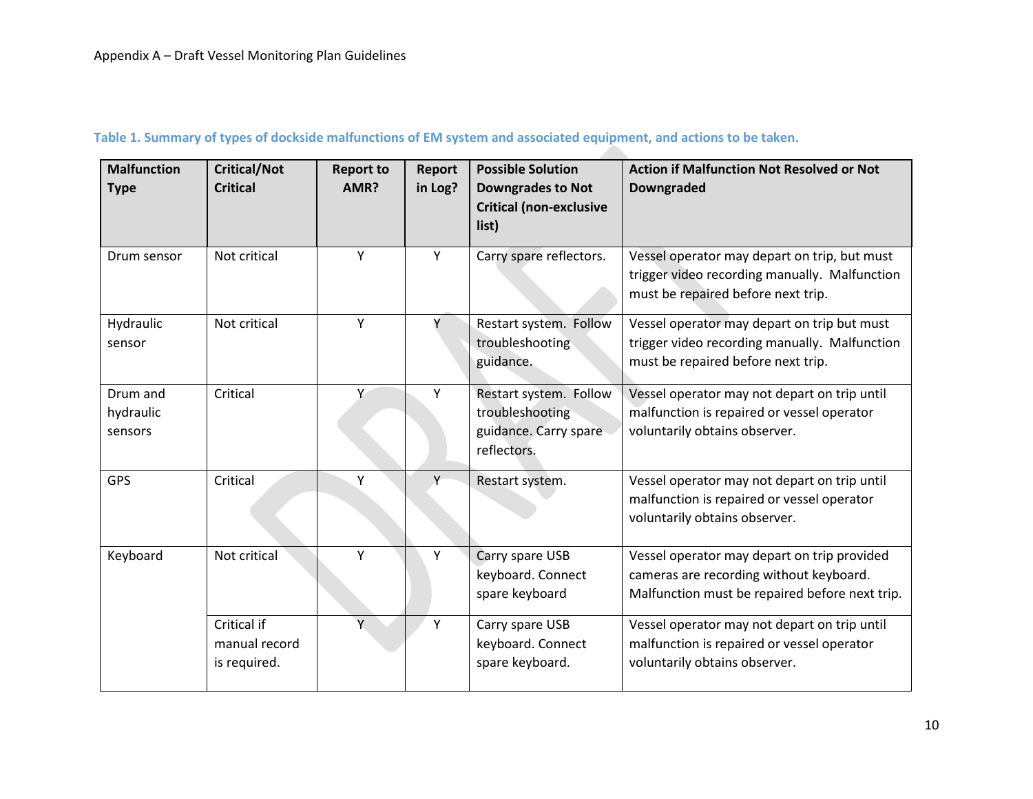**Table 1. Summary of types of dockside malfunctions of EM system and associated equipment, and actions to be taken.**

| Malfunction Type | Critical/Not Critical | Report to AMR? | Report in Log? | Possible Solution Downgrades to Not Critical (non-exclusive list) | Action if Malfunction Not Resolved or Not Downgraded |
|---|---|---|---|---|---|
| Drum sensor | Not critical | Y | Y | Carry spare reflectors. | Vessel operator may depart on trip, but must trigger video recording manually. Malfunction must be repaired before next trip. |
| Hydraulic sensor | Not critical | Y | Y | Restart system. Follow troubleshooting guidance. | Vessel operator may depart on trip but must trigger video recording manually. Malfunction must be repaired before next trip. |
| Drum and hydraulic sensors | Critical | Y | Y | Restart system. Follow troubleshooting guidance. Carry spare reflectors. | Vessel operator may not depart on trip until malfunction is repaired or vessel operator voluntarily obtains observer. |
| GPS | Critical | Y | Y | Restart system. | Vessel operator may not depart on trip until malfunction is repaired or vessel operator voluntarily obtains observer. |
| Keyboard | Not critical | Y | Y | Carry spare USB keyboard. Connect spare keyboard | Vessel operator may depart on trip provided cameras are recording without keyboard. Malfunction must be repaired before next trip. |
| | Critical if manual record is required. | Y | Y | Carry spare USB keyboard. Connect spare keyboard. | Vessel operator may not depart on trip until malfunction is repaired or vessel operator voluntarily obtains observer. |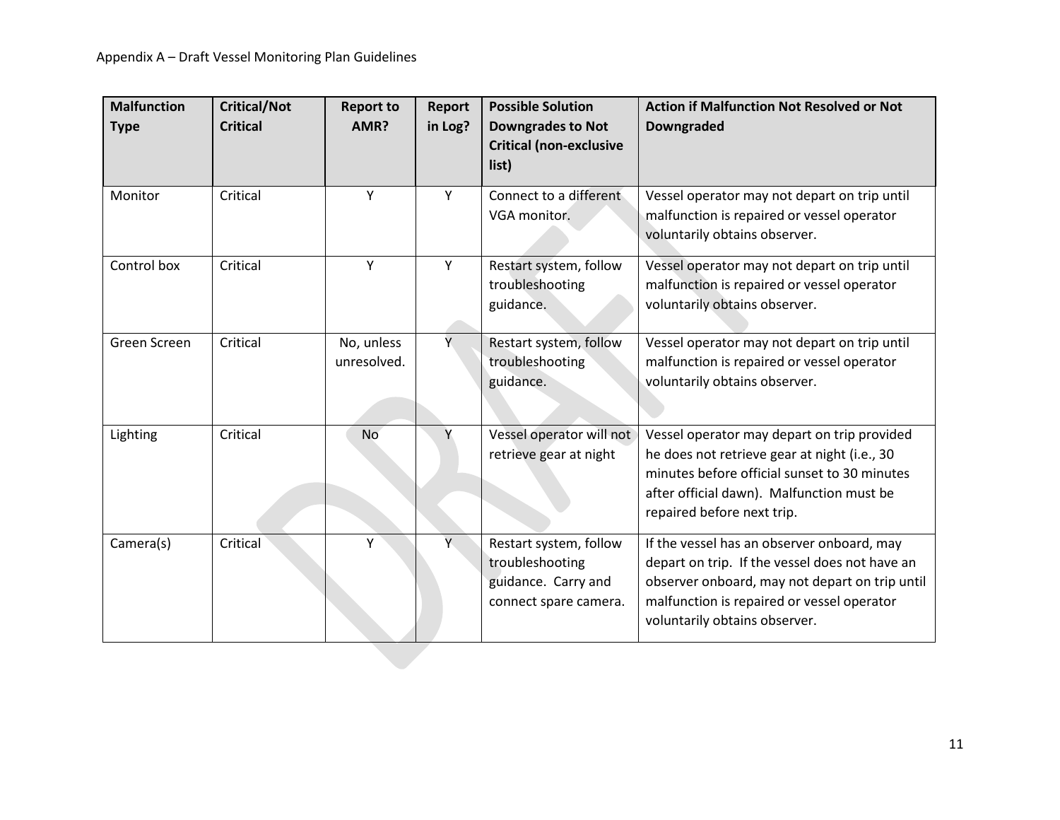| Malfunction Type | Critical/Not Critical | Report to AMR? | Report in Log? | Possible Solution Downgrades to Not Critical (non-exclusive list) | Action if Malfunction Not Resolved or Not Downgraded |
|---|---|---|---|---|---|
| Monitor | Critical | Y | Y | Connect to a different VGA monitor. | Vessel operator may not depart on trip until malfunction is repaired or vessel operator voluntarily obtains observer. |
| Control box | Critical | Y | Y | Restart system, follow troubleshooting guidance. | Vessel operator may not depart on trip until malfunction is repaired or vessel operator voluntarily obtains observer. |
| Green Screen | Critical | No, unless unresolved. | Y | Restart system, follow troubleshooting guidance. | Vessel operator may not depart on trip until malfunction is repaired or vessel operator voluntarily obtains observer. |
| Lighting | Critical | No | Y | Vessel operator will not retrieve gear at night | Vessel operator may depart on trip provided he does not retrieve gear at night (i.e., 30 minutes before official sunset to 30 minutes after official dawn). Malfunction must be repaired before next trip. |
| Camera(s) | Critical | Y | Y | Restart system, follow troubleshooting guidance. Carry and connect spare camera. | If the vessel has an observer onboard, may depart on trip. If the vessel does not have an observer onboard, may not depart on trip until malfunction is repaired or vessel operator voluntarily obtains observer. |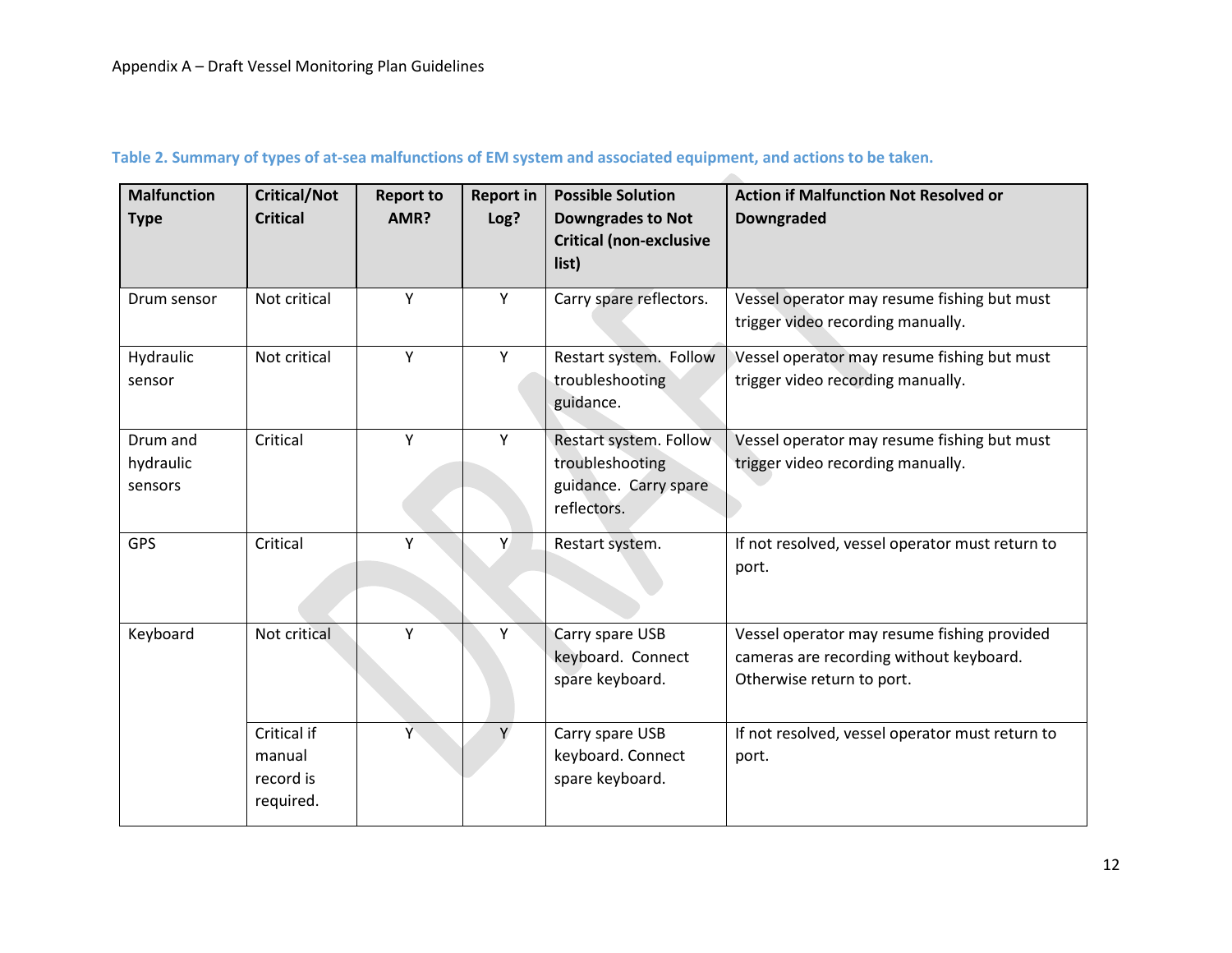**Table 2. Summary of types of at-sea malfunctions of EM system and associated equipment, and actions to be taken.**

| Malfunction Type | Critical/Not Critical | Report to AMR? | Report in Log? | Possible Solution Downgrades to Not Critical (non-exclusive list) | Action if Malfunction Not Resolved or Downgraded |
|---|---|---|---|---|---|
| Drum sensor | Not critical | Y | Y | Carry spare reflectors. | Vessel operator may resume fishing but must trigger video recording manually. |
| Hydraulic sensor | Not critical | Y | Y | Restart system. Follow troubleshooting guidance. | Vessel operator may resume fishing but must trigger video recording manually. |
| Drum and hydraulic sensors | Critical | Y | Y | Restart system. Follow troubleshooting guidance. Carry spare reflectors. | Vessel operator may resume fishing but must trigger video recording manually. |
| GPS | Critical | Y | Y | Restart system. | If not resolved, vessel operator must return to port. |
| Keyboard | Not critical | Y | Y | Carry spare USB keyboard. Connect spare keyboard. | Vessel operator may resume fishing provided cameras are recording without keyboard. Otherwise return to port. |
| | Critical if manual record is required. | Y | Y | Carry spare USB keyboard. Connect spare keyboard. | If not resolved, vessel operator must return to port. |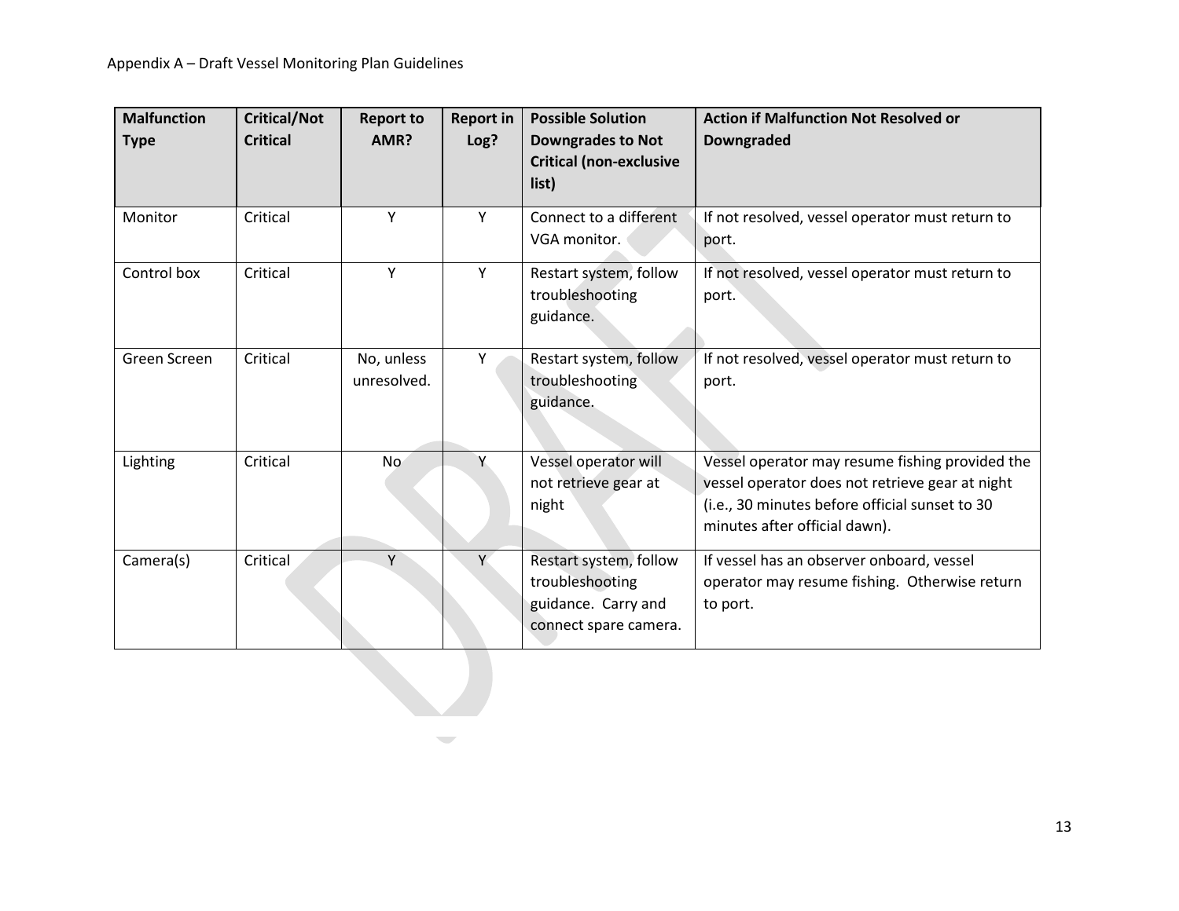| Malfunction Type | Critical/Not Critical | Report to AMR? | Report in Log? | Possible Solution Downgrades to Not Critical (non-exclusive list) | Action if Malfunction Not Resolved or Downgraded |
|---|---|---|---|---|---|
| Monitor | Critical | Y | Y | Connect to a different VGA monitor. | If not resolved, vessel operator must return to port. |
| Control box | Critical | Y | Y | Restart system, follow troubleshooting guidance. | If not resolved, vessel operator must return to port. |
| Green Screen | Critical | No, unless unresolved. | Y | Restart system, follow troubleshooting guidance. | If not resolved, vessel operator must return to port. |
| Lighting | Critical | No | Y | Vessel operator will not retrieve gear at night | Vessel operator may resume fishing provided the vessel operator does not retrieve gear at night (i.e., 30 minutes before official sunset to 30 minutes after official dawn). |
| Camera(s) | Critical | Y | Y | Restart system, follow troubleshooting guidance. Carry and connect spare camera. | If vessel has an observer onboard, vessel operator may resume fishing. Otherwise return to port. |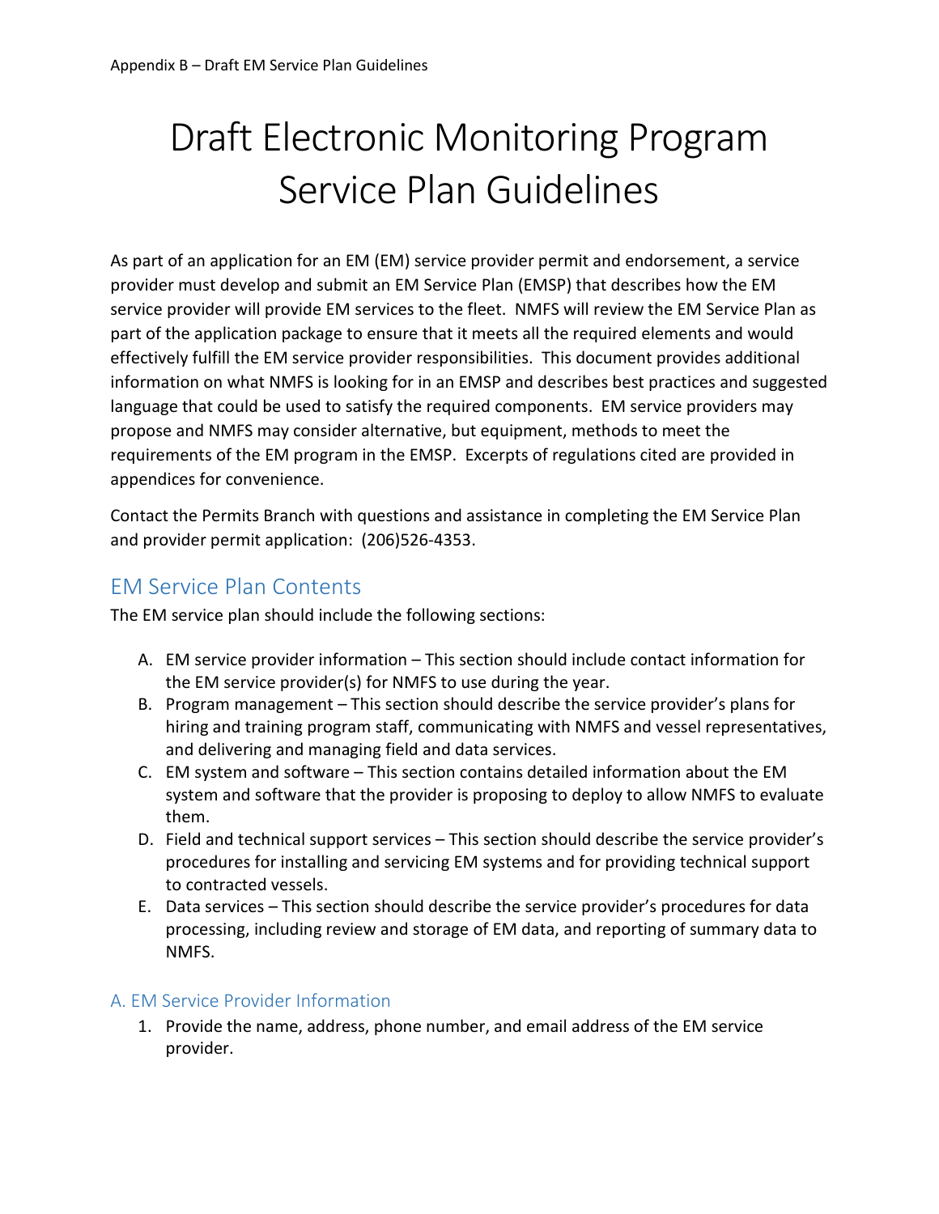# Draft Electronic Monitoring Program Service Plan Guidelines

As part of an application for an EM (EM) service provider permit and endorsement, a service provider must develop and submit an EM Service Plan (EMSP) that describes how the EM service provider will provide EM services to the fleet. NMFS will review the EM Service Plan as part of the application package to ensure that it meets all the required elements and would effectively fulfill the EM service provider responsibilities. This document provides additional information on what NMFS is looking for in an EMSP and describes best practices and suggested language that could be used to satisfy the required components. EM service providers may propose and NMFS may consider alternative, but equipment, methods to meet the requirements of the EM program in the EMSP. Excerpts of regulations cited are provided in appendices for convenience.

Contact the Permits Branch with questions and assistance in completing the EM Service Plan and provider permit application: (206)526-4353.

## EM Service Plan Contents

The EM service plan should include the following sections:

A. EM service provider information – This section should include contact information for the EM service provider(s) for NMFS to use during the year.
B. Program management – This section should describe the service provider's plans for hiring and training program staff, communicating with NMFS and vessel representatives, and delivering and managing field and data services.
C. EM system and software – This section contains detailed information about the EM system and software that the provider is proposing to deploy to allow NMFS to evaluate them.
D. Field and technical support services – This section should describe the service provider's procedures for installing and servicing EM systems and for providing technical support to contracted vessels.
E. Data services – This section should describe the service provider's procedures for data processing, including review and storage of EM data, and reporting of summary data to NMFS.

### A. EM Service Provider Information

1. Provide the name, address, phone number, and email address of the EM service provider.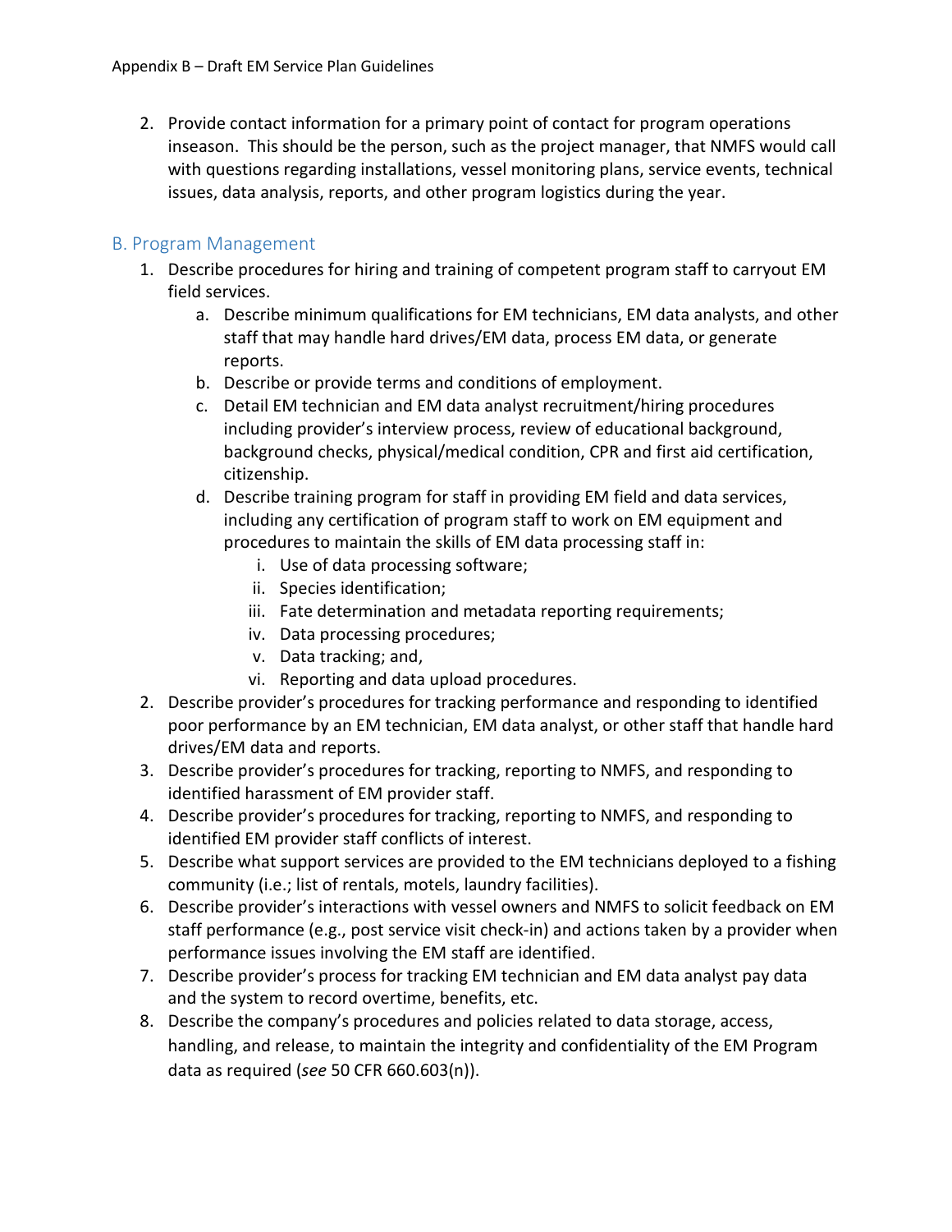2. Provide contact information for a primary point of contact for program operations inseason. This should be the person, such as the project manager, that NMFS would call with questions regarding installations, vessel monitoring plans, service events, technical issues, data analysis, reports, and other program logistics during the year.

## B. Program Management

1. Describe procedures for hiring and training of competent program staff to carryout EM field services.
    a. Describe minimum qualifications for EM technicians, EM data analysts, and other staff that may handle hard drives/EM data, process EM data, or generate reports.
    b. Describe or provide terms and conditions of employment.
    c. Detail EM technician and EM data analyst recruitment/hiring procedures including provider's interview process, review of educational background, background checks, physical/medical condition, CPR and first aid certification, citizenship.
    d. Describe training program for staff in providing EM field and data services, including any certification of program staff to work on EM equipment and procedures to maintain the skills of EM data processing staff in:
        i. Use of data processing software;
        ii. Species identification;
        iii. Fate determination and metadata reporting requirements;
        iv. Data processing procedures;
        v. Data tracking; and,
        vi. Reporting and data upload procedures.
2. Describe provider's procedures for tracking performance and responding to identified poor performance by an EM technician, EM data analyst, or other staff that handle hard drives/EM data and reports.
3. Describe provider's procedures for tracking, reporting to NMFS, and responding to identified harassment of EM provider staff.
4. Describe provider's procedures for tracking, reporting to NMFS, and responding to identified EM provider staff conflicts of interest.
5. Describe what support services are provided to the EM technicians deployed to a fishing community (i.e.; list of rentals, motels, laundry facilities).
6. Describe provider's interactions with vessel owners and NMFS to solicit feedback on EM staff performance (e.g., post service visit check-in) and actions taken by a provider when performance issues involving the EM staff are identified.
7. Describe provider's process for tracking EM technician and EM data analyst pay data and the system to record overtime, benefits, etc.
8. Describe the company's procedures and policies related to data storage, access, handling, and release, to maintain the integrity and confidentiality of the EM Program data as required (*see* 50 CFR 660.603(n)).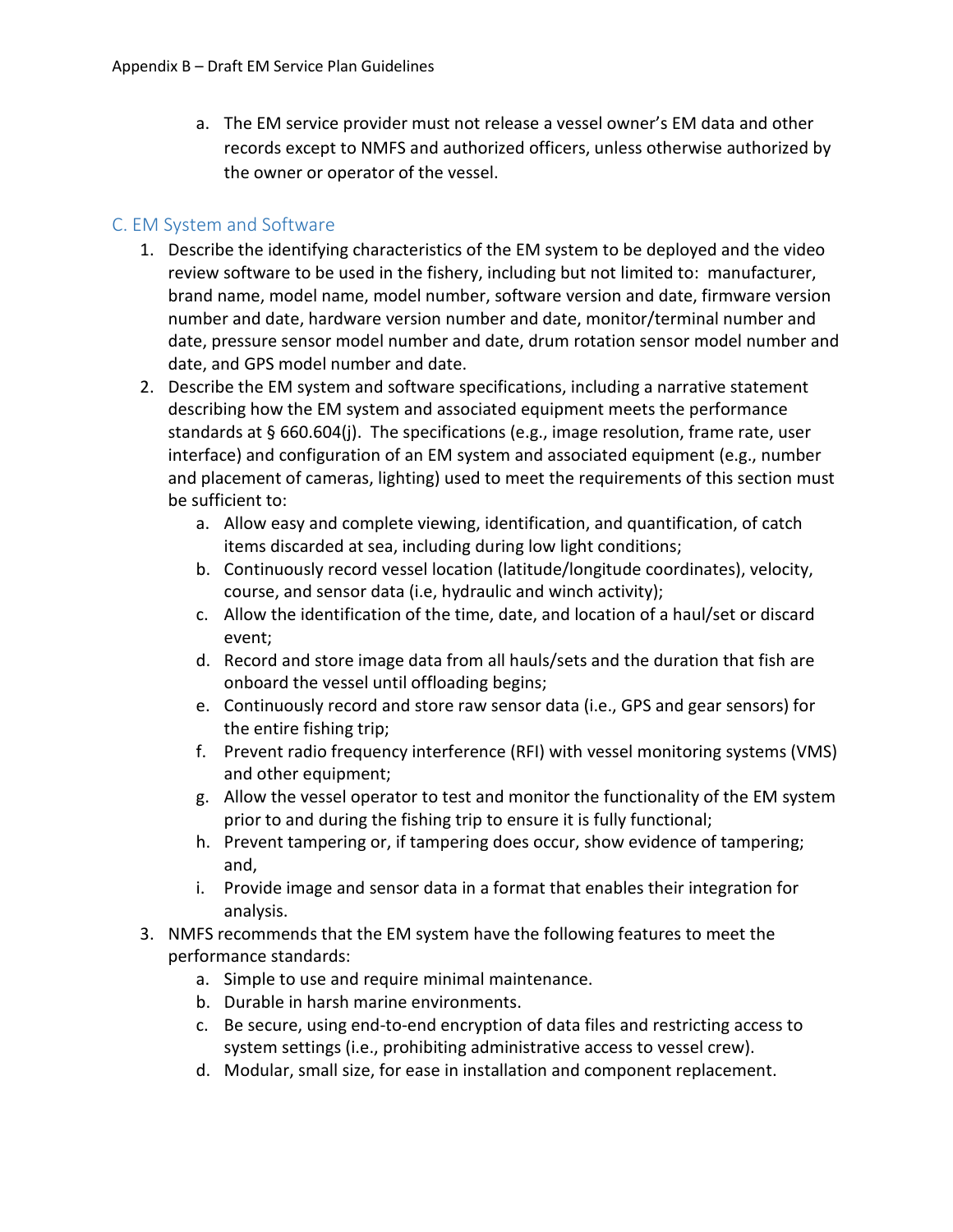a. The EM service provider must not release a vessel owner's EM data and other records except to NMFS and authorized officers, unless otherwise authorized by the owner or operator of the vessel.

## C. EM System and Software

1. Describe the identifying characteristics of the EM system to be deployed and the video review software to be used in the fishery, including but not limited to: manufacturer, brand name, model name, model number, software version and date, firmware version number and date, hardware version number and date, monitor/terminal number and date, pressure sensor model number and date, drum rotation sensor model number and date, and GPS model number and date.
2. Describe the EM system and software specifications, including a narrative statement describing how the EM system and associated equipment meets the performance standards at § 660.604(j). The specifications (e.g., image resolution, frame rate, user interface) and configuration of an EM system and associated equipment (e.g., number and placement of cameras, lighting) used to meet the requirements of this section must be sufficient to:
    a. Allow easy and complete viewing, identification, and quantification, of catch items discarded at sea, including during low light conditions;
    b. Continuously record vessel location (latitude/longitude coordinates), velocity, course, and sensor data (i.e, hydraulic and winch activity);
    c. Allow the identification of the time, date, and location of a haul/set or discard event;
    d. Record and store image data from all hauls/sets and the duration that fish are onboard the vessel until offloading begins;
    e. Continuously record and store raw sensor data (i.e., GPS and gear sensors) for the entire fishing trip;
    f. Prevent radio frequency interference (RFI) with vessel monitoring systems (VMS) and other equipment;
    g. Allow the vessel operator to test and monitor the functionality of the EM system prior to and during the fishing trip to ensure it is fully functional;
    h. Prevent tampering or, if tampering does occur, show evidence of tampering; and,
    i. Provide image and sensor data in a format that enables their integration for analysis.
3. NMFS recommends that the EM system have the following features to meet the performance standards:
    a. Simple to use and require minimal maintenance.
    b. Durable in harsh marine environments.
    c. Be secure, using end-to-end encryption of data files and restricting access to system settings (i.e., prohibiting administrative access to vessel crew).
    d. Modular, small size, for ease in installation and component replacement.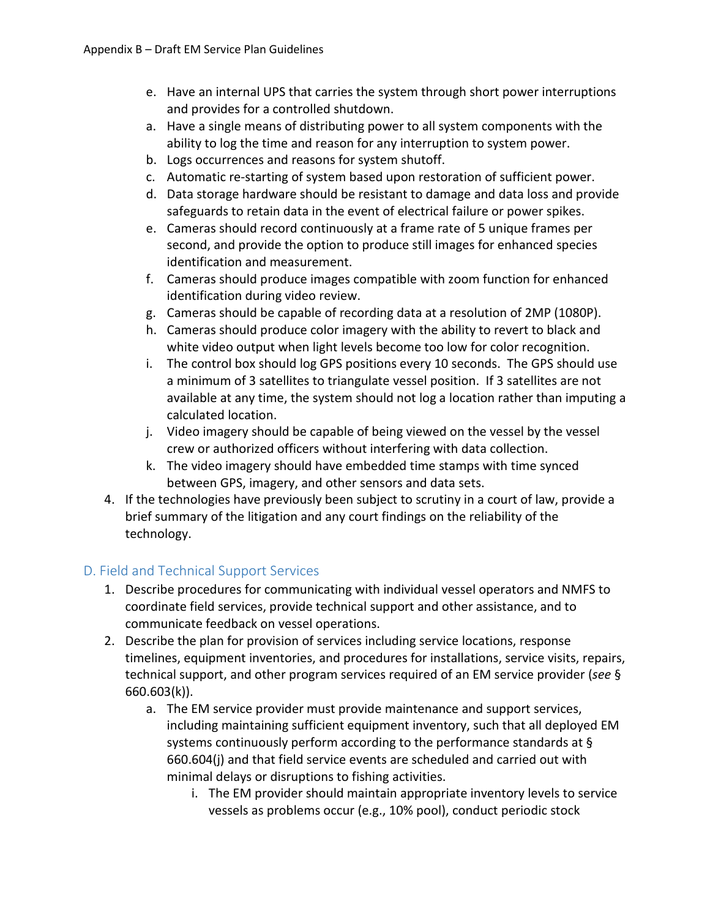e. Have an internal UPS that carries the system through short power interruptions and provides for a controlled shutdown.

a. Have a single means of distributing power to all system components with the ability to log the time and reason for any interruption to system power.

b. Logs occurrences and reasons for system shutoff.

c. Automatic re-starting of system based upon restoration of sufficient power.

d. Data storage hardware should be resistant to damage and data loss and provide safeguards to retain data in the event of electrical failure or power spikes.

e. Cameras should record continuously at a frame rate of 5 unique frames per second, and provide the option to produce still images for enhanced species identification and measurement.

f. Cameras should produce images compatible with zoom function for enhanced identification during video review.

g. Cameras should be capable of recording data at a resolution of 2MP (1080P).

h. Cameras should produce color imagery with the ability to revert to black and white video output when light levels become too low for color recognition.

i. The control box should log GPS positions every 10 seconds. The GPS should use a minimum of 3 satellites to triangulate vessel position. If 3 satellites are not available at any time, the system should not log a location rather than imputing a calculated location.

j. Video imagery should be capable of being viewed on the vessel by the vessel crew or authorized officers without interfering with data collection.

k. The video imagery should have embedded time stamps with time synced between GPS, imagery, and other sensors and data sets.

4. If the technologies have previously been subject to scrutiny in a court of law, provide a brief summary of the litigation and any court findings on the reliability of the technology.

## D. Field and Technical Support Services

1. Describe procedures for communicating with individual vessel operators and NMFS to coordinate field services, provide technical support and other assistance, and to communicate feedback on vessel operations.
2. Describe the plan for provision of services including service locations, response timelines, equipment inventories, and procedures for installations, service visits, repairs, technical support, and other program services required of an EM service provider (*see* § 660.603(k)).
   a. The EM service provider must provide maintenance and support services, including maintaining sufficient equipment inventory, such that all deployed EM systems continuously perform according to the performance standards at § 660.604(j) and that field service events are scheduled and carried out with minimal delays or disruptions to fishing activities.
      i. The EM provider should maintain appropriate inventory levels to service vessels as problems occur (e.g., 10% pool), conduct periodic stock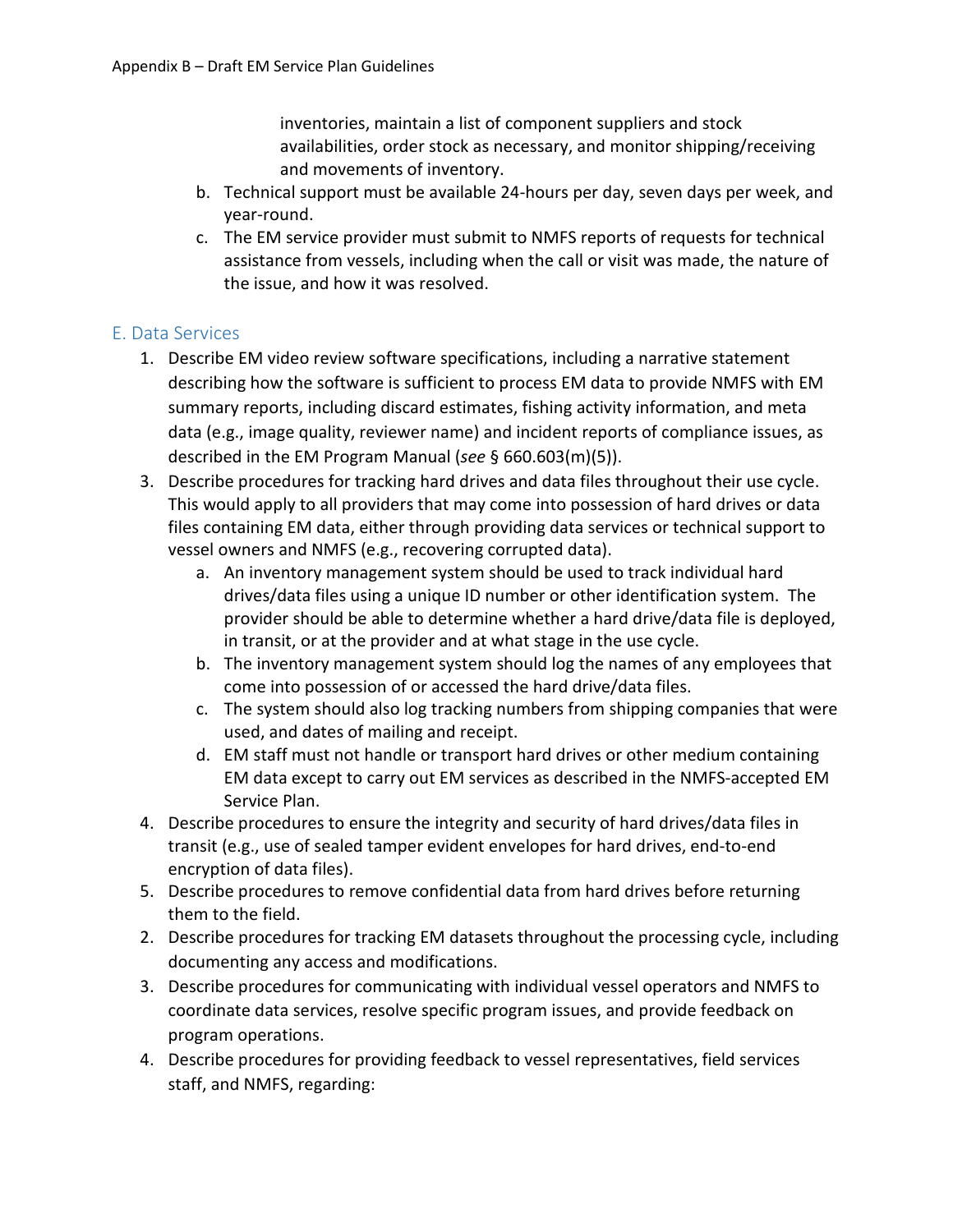inventories, maintain a list of component suppliers and stock availabilities, order stock as necessary, and monitor shipping/receiving and movements of inventory.

   b. Technical support must be available 24-hours per day, seven days per week, and year-round.
   c. The EM service provider must submit to NMFS reports of requests for technical assistance from vessels, including when the call or visit was made, the nature of the issue, and how it was resolved.

## E. Data Services

1. Describe EM video review software specifications, including a narrative statement describing how the software is sufficient to process EM data to provide NMFS with EM summary reports, including discard estimates, fishing activity information, and meta data (e.g., image quality, reviewer name) and incident reports of compliance issues, as described in the EM Program Manual (*see* § 660.603(m)(5)).
3. Describe procedures for tracking hard drives and data files throughout their use cycle. This would apply to all providers that may come into possession of hard drives or data files containing EM data, either through providing data services or technical support to vessel owners and NMFS (e.g., recovering corrupted data).
   a. An inventory management system should be used to track individual hard drives/data files using a unique ID number or other identification system. The provider should be able to determine whether a hard drive/data file is deployed, in transit, or at the provider and at what stage in the use cycle.
   b. The inventory management system should log the names of any employees that come into possession of or accessed the hard drive/data files.
   c. The system should also log tracking numbers from shipping companies that were used, and dates of mailing and receipt.
   d. EM staff must not handle or transport hard drives or other medium containing EM data except to carry out EM services as described in the NMFS-accepted EM Service Plan.
4. Describe procedures to ensure the integrity and security of hard drives/data files in transit (e.g., use of sealed tamper evident envelopes for hard drives, end-to-end encryption of data files).
5. Describe procedures to remove confidential data from hard drives before returning them to the field.
2. Describe procedures for tracking EM datasets throughout the processing cycle, including documenting any access and modifications.
3. Describe procedures for communicating with individual vessel operators and NMFS to coordinate data services, resolve specific program issues, and provide feedback on program operations.
4. Describe procedures for providing feedback to vessel representatives, field services staff, and NMFS, regarding: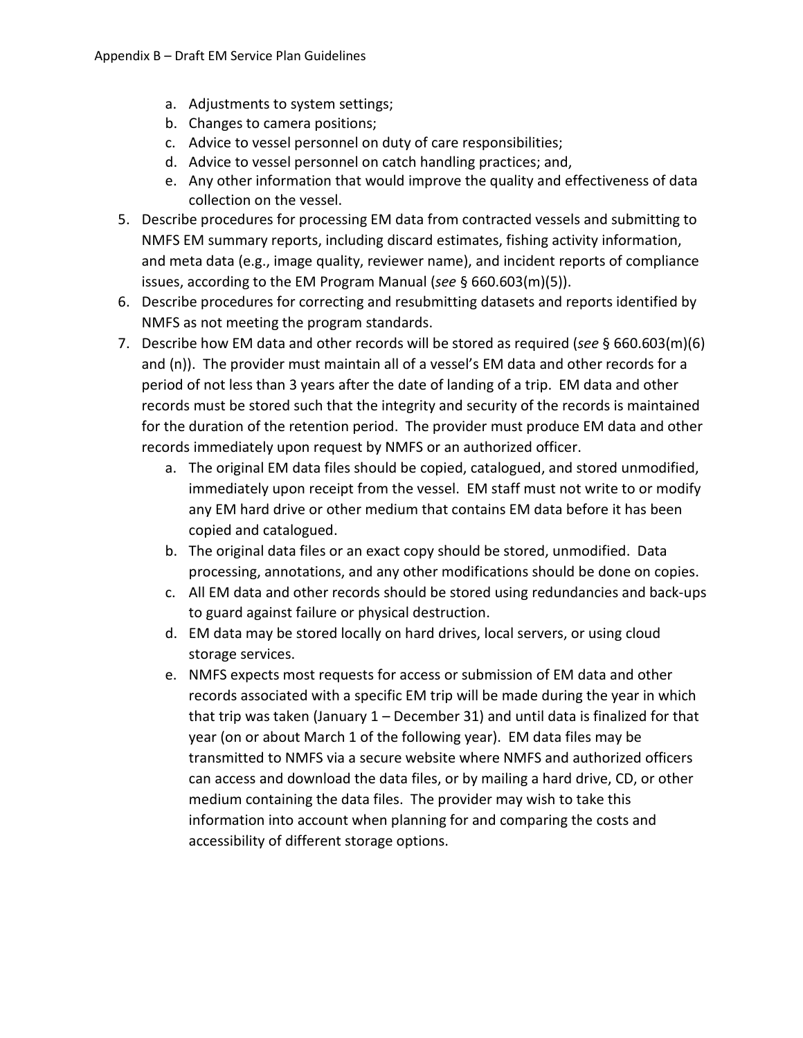a. Adjustments to system settings;
  b. Changes to camera positions;
  c. Advice to vessel personnel on duty of care responsibilities;
  d. Advice to vessel personnel on catch handling practices; and,
  e. Any other information that would improve the quality and effectiveness of data collection on the vessel.

5. Describe procedures for processing EM data from contracted vessels and submitting to NMFS EM summary reports, including discard estimates, fishing activity information, and meta data (e.g., image quality, reviewer name), and incident reports of compliance issues, according to the EM Program Manual (*see* § 660.603(m)(5)).
6. Describe procedures for correcting and resubmitting datasets and reports identified by NMFS as not meeting the program standards.
7. Describe how EM data and other records will be stored as required (*see* § 660.603(m)(6) and (n)). The provider must maintain all of a vessel's EM data and other records for a period of not less than 3 years after the date of landing of a trip. EM data and other records must be stored such that the integrity and security of the records is maintained for the duration of the retention period. The provider must produce EM data and other records immediately upon request by NMFS or an authorized officer.
   a. The original EM data files should be copied, catalogued, and stored unmodified, immediately upon receipt from the vessel. EM staff must not write to or modify any EM hard drive or other medium that contains EM data before it has been copied and catalogued.
   b. The original data files or an exact copy should be stored, unmodified. Data processing, annotations, and any other modifications should be done on copies.
   c. All EM data and other records should be stored using redundancies and back-ups to guard against failure or physical destruction.
   d. EM data may be stored locally on hard drives, local servers, or using cloud storage services.
   e. NMFS expects most requests for access or submission of EM data and other records associated with a specific EM trip will be made during the year in which that trip was taken (January 1 – December 31) and until data is finalized for that year (on or about March 1 of the following year). EM data files may be transmitted to NMFS via a secure website where NMFS and authorized officers can access and download the data files, or by mailing a hard drive, CD, or other medium containing the data files. The provider may wish to take this information into account when planning for and comparing the costs and accessibility of different storage options.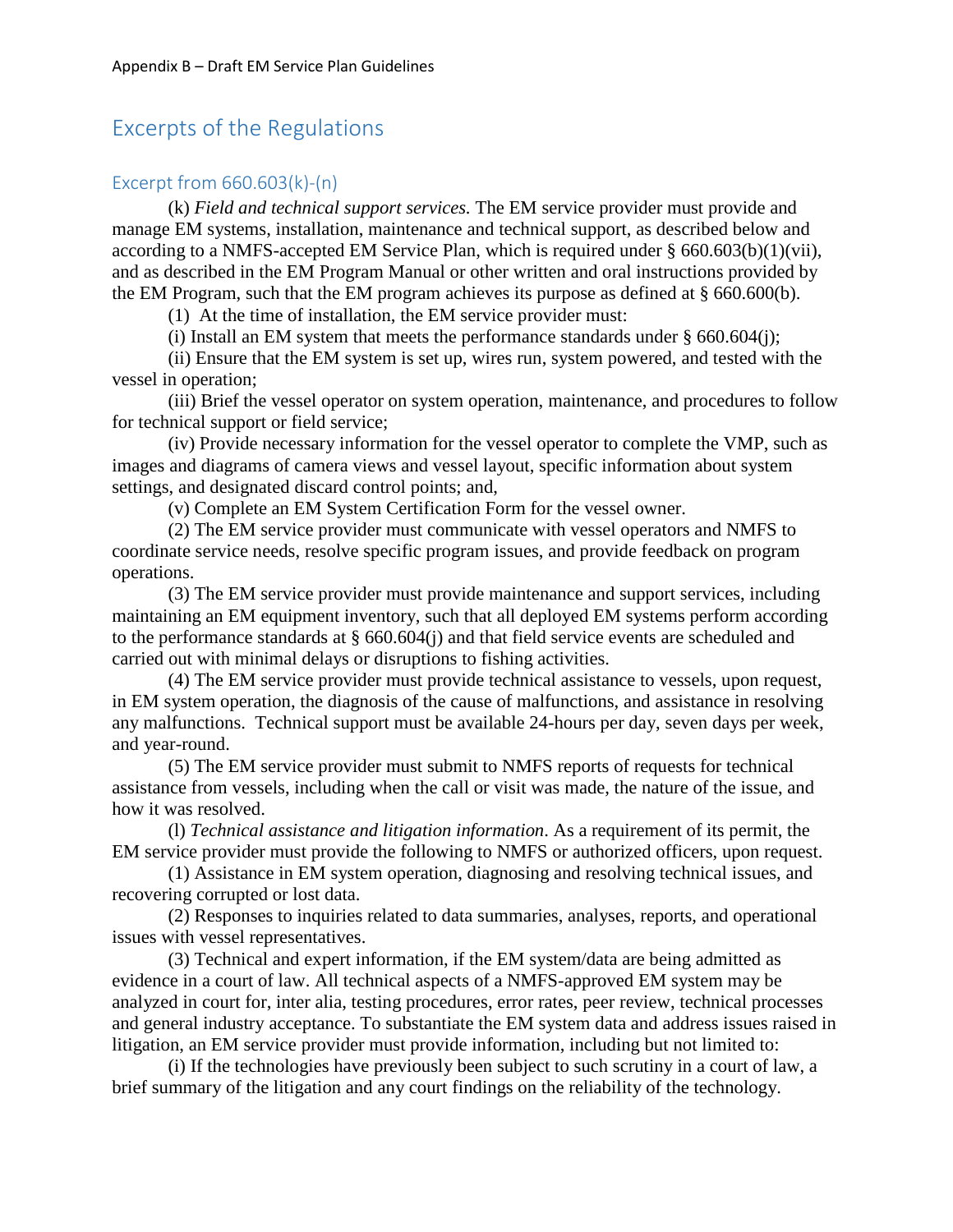## Excerpts of the Regulations

### Excerpt from 660.603(k)-(n)

(k) *Field and technical support services.* The EM service provider must provide and manage EM systems, installation, maintenance and technical support, as described below and according to a NMFS-accepted EM Service Plan, which is required under § 660.603(b)(1)(vii), and as described in the EM Program Manual or other written and oral instructions provided by the EM Program, such that the EM program achieves its purpose as defined at § 660.600(b).

(1) At the time of installation, the EM service provider must:

(i) Install an EM system that meets the performance standards under § 660.604(j);

(ii) Ensure that the EM system is set up, wires run, system powered, and tested with the vessel in operation;

(iii) Brief the vessel operator on system operation, maintenance, and procedures to follow for technical support or field service;

(iv) Provide necessary information for the vessel operator to complete the VMP, such as images and diagrams of camera views and vessel layout, specific information about system settings, and designated discard control points; and,

(v) Complete an EM System Certification Form for the vessel owner.

(2) The EM service provider must communicate with vessel operators and NMFS to coordinate service needs, resolve specific program issues, and provide feedback on program operations.

(3) The EM service provider must provide maintenance and support services, including maintaining an EM equipment inventory, such that all deployed EM systems perform according to the performance standards at § 660.604(j) and that field service events are scheduled and carried out with minimal delays or disruptions to fishing activities.

(4) The EM service provider must provide technical assistance to vessels, upon request, in EM system operation, the diagnosis of the cause of malfunctions, and assistance in resolving any malfunctions. Technical support must be available 24-hours per day, seven days per week, and year-round.

(5) The EM service provider must submit to NMFS reports of requests for technical assistance from vessels, including when the call or visit was made, the nature of the issue, and how it was resolved.

(l) *Technical assistance and litigation information*. As a requirement of its permit, the EM service provider must provide the following to NMFS or authorized officers, upon request.

(1) Assistance in EM system operation, diagnosing and resolving technical issues, and recovering corrupted or lost data.

(2) Responses to inquiries related to data summaries, analyses, reports, and operational issues with vessel representatives.

(3) Technical and expert information, if the EM system/data are being admitted as evidence in a court of law. All technical aspects of a NMFS-approved EM system may be analyzed in court for, inter alia, testing procedures, error rates, peer review, technical processes and general industry acceptance. To substantiate the EM system data and address issues raised in litigation, an EM service provider must provide information, including but not limited to:

(i) If the technologies have previously been subject to such scrutiny in a court of law, a brief summary of the litigation and any court findings on the reliability of the technology.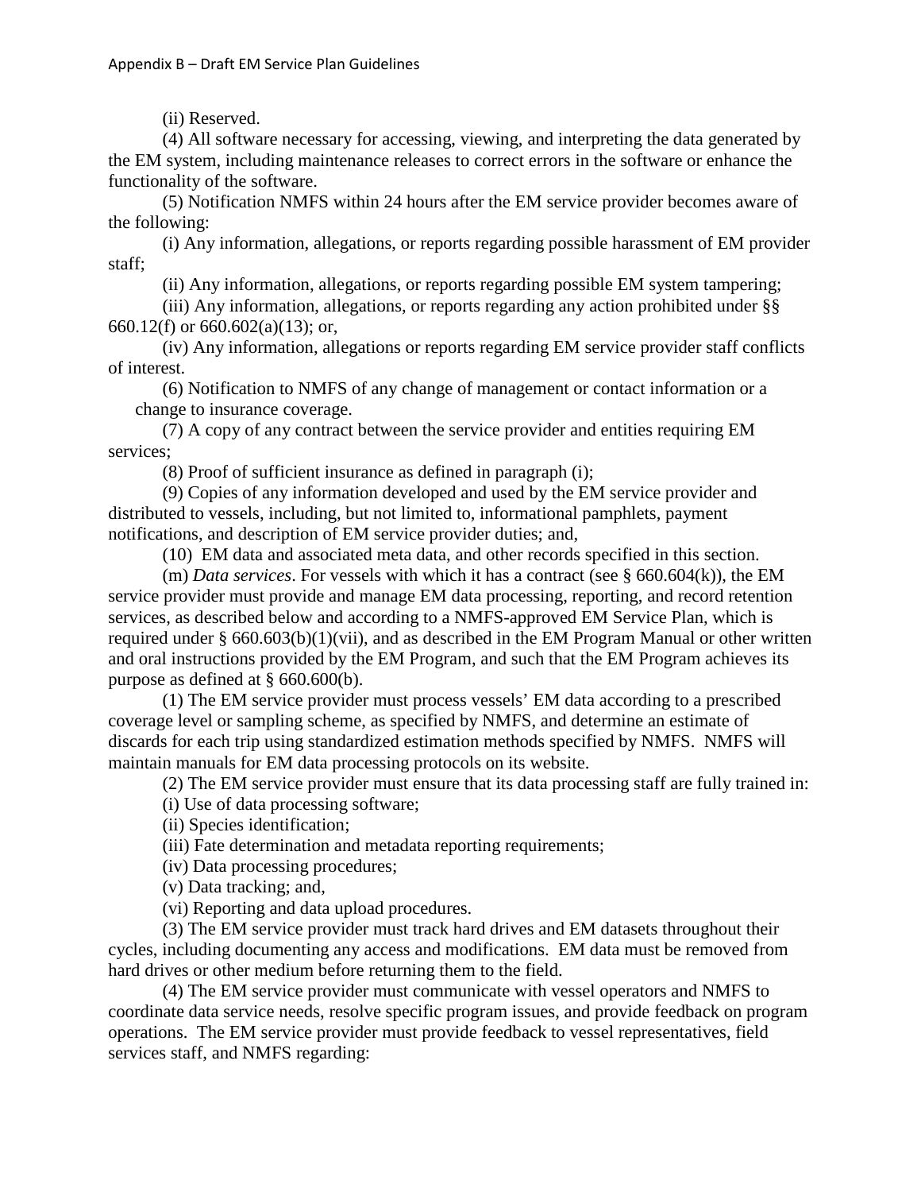(ii) Reserved.

(4) All software necessary for accessing, viewing, and interpreting the data generated by the EM system, including maintenance releases to correct errors in the software or enhance the functionality of the software.

(5) Notification NMFS within 24 hours after the EM service provider becomes aware of the following:

(i) Any information, allegations, or reports regarding possible harassment of EM provider staff;

(ii) Any information, allegations, or reports regarding possible EM system tampering;

(iii) Any information, allegations, or reports regarding any action prohibited under §§ 660.12(f) or 660.602(a)(13); or,

(iv) Any information, allegations or reports regarding EM service provider staff conflicts of interest.

(6) Notification to NMFS of any change of management or contact information or a change to insurance coverage.

(7) A copy of any contract between the service provider and entities requiring EM services;

(8) Proof of sufficient insurance as defined in paragraph (i);

(9) Copies of any information developed and used by the EM service provider and distributed to vessels, including, but not limited to, informational pamphlets, payment notifications, and description of EM service provider duties; and,

(10) EM data and associated meta data, and other records specified in this section.

(m) *Data services*. For vessels with which it has a contract (see § 660.604(k)), the EM service provider must provide and manage EM data processing, reporting, and record retention services, as described below and according to a NMFS-approved EM Service Plan, which is required under § 660.603(b)(1)(vii), and as described in the EM Program Manual or other written and oral instructions provided by the EM Program, and such that the EM Program achieves its purpose as defined at § 660.600(b).

(1) The EM service provider must process vessels' EM data according to a prescribed coverage level or sampling scheme, as specified by NMFS, and determine an estimate of discards for each trip using standardized estimation methods specified by NMFS. NMFS will maintain manuals for EM data processing protocols on its website.

(2) The EM service provider must ensure that its data processing staff are fully trained in:

(i) Use of data processing software;

(ii) Species identification;

(iii) Fate determination and metadata reporting requirements;

(iv) Data processing procedures;

(v) Data tracking; and,

(vi) Reporting and data upload procedures.

(3) The EM service provider must track hard drives and EM datasets throughout their cycles, including documenting any access and modifications. EM data must be removed from hard drives or other medium before returning them to the field.

(4) The EM service provider must communicate with vessel operators and NMFS to coordinate data service needs, resolve specific program issues, and provide feedback on program operations. The EM service provider must provide feedback to vessel representatives, field services staff, and NMFS regarding: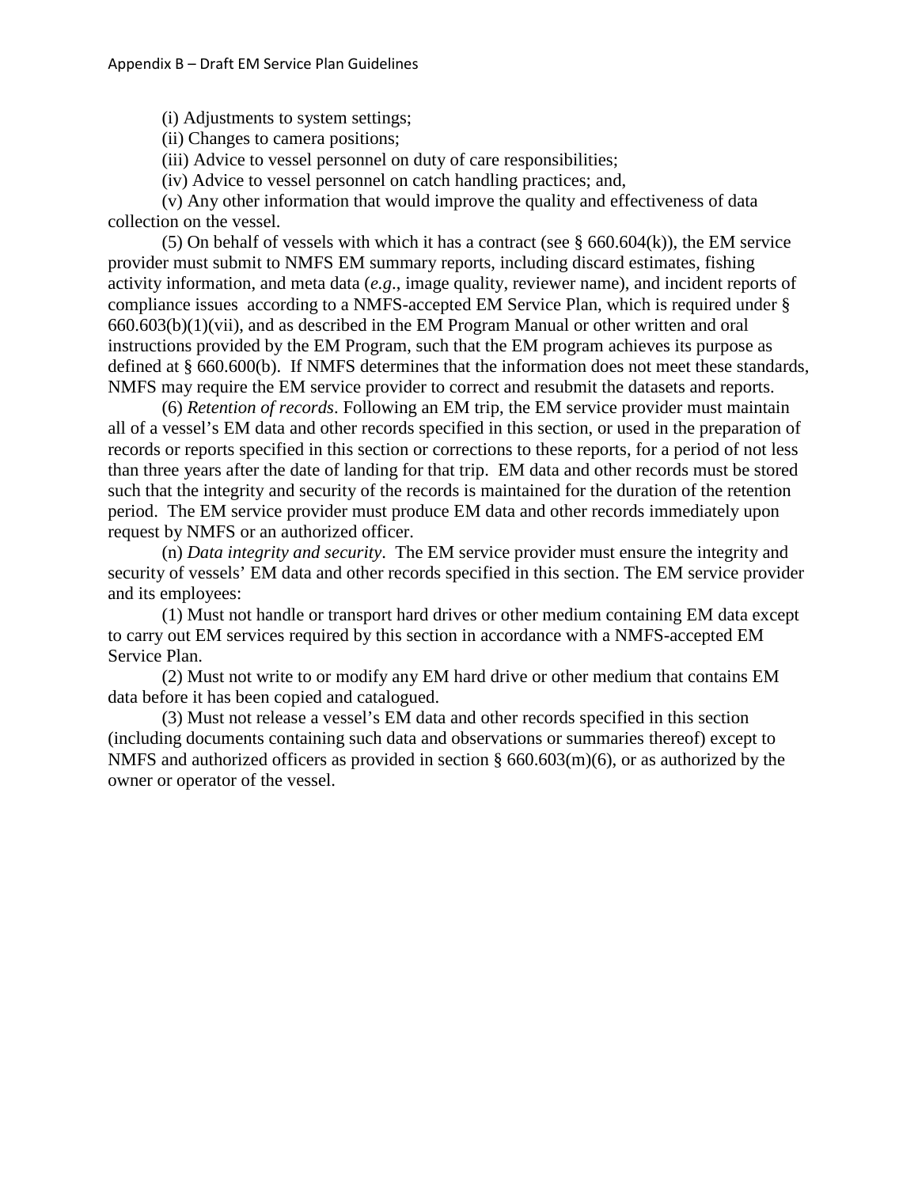(i) Adjustments to system settings;

(ii) Changes to camera positions;

(iii) Advice to vessel personnel on duty of care responsibilities;

(iv) Advice to vessel personnel on catch handling practices; and,

(v) Any other information that would improve the quality and effectiveness of data collection on the vessel.

(5) On behalf of vessels with which it has a contract (see § 660.604(k)), the EM service provider must submit to NMFS EM summary reports, including discard estimates, fishing activity information, and meta data (*e.g*., image quality, reviewer name), and incident reports of compliance issues according to a NMFS-accepted EM Service Plan, which is required under § 660.603(b)(1)(vii), and as described in the EM Program Manual or other written and oral instructions provided by the EM Program, such that the EM program achieves its purpose as defined at § 660.600(b). If NMFS determines that the information does not meet these standards, NMFS may require the EM service provider to correct and resubmit the datasets and reports.

(6) *Retention of records*. Following an EM trip, the EM service provider must maintain all of a vessel's EM data and other records specified in this section, or used in the preparation of records or reports specified in this section or corrections to these reports, for a period of not less than three years after the date of landing for that trip. EM data and other records must be stored such that the integrity and security of the records is maintained for the duration of the retention period. The EM service provider must produce EM data and other records immediately upon request by NMFS or an authorized officer.

(n) *Data integrity and security*. The EM service provider must ensure the integrity and security of vessels' EM data and other records specified in this section. The EM service provider and its employees:

(1) Must not handle or transport hard drives or other medium containing EM data except to carry out EM services required by this section in accordance with a NMFS-accepted EM Service Plan.

(2) Must not write to or modify any EM hard drive or other medium that contains EM data before it has been copied and catalogued.

(3) Must not release a vessel's EM data and other records specified in this section (including documents containing such data and observations or summaries thereof) except to NMFS and authorized officers as provided in section § 660.603(m)(6), or as authorized by the owner or operator of the vessel.